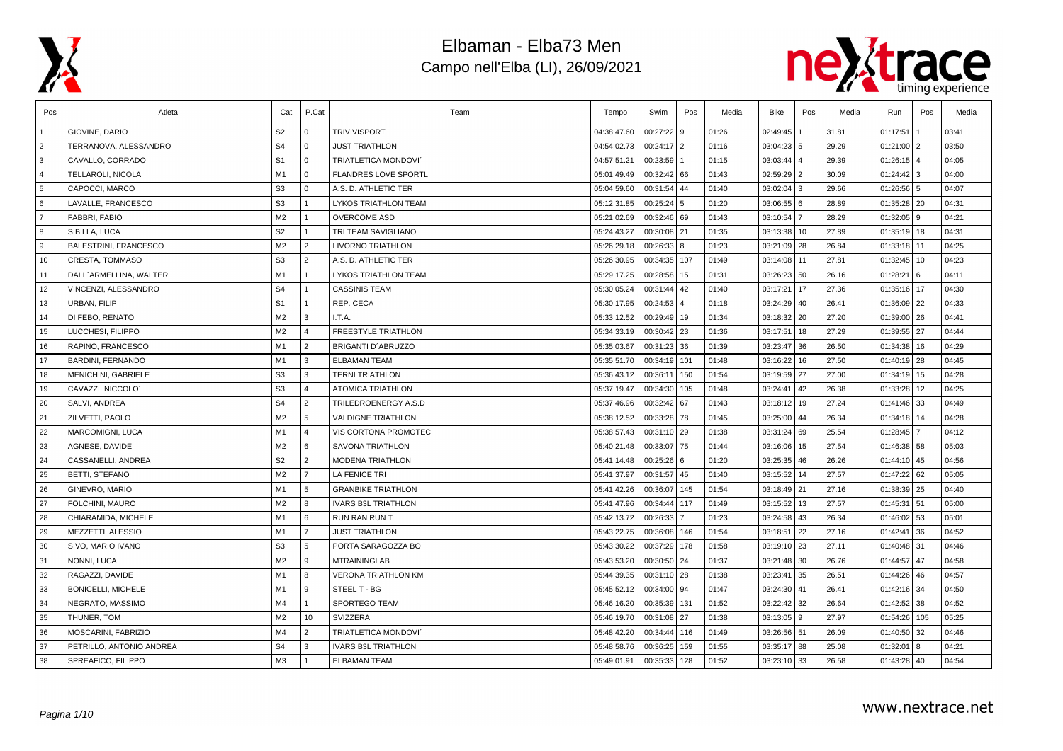# Elbaman - Elba73 Men

## Campo nell'Elba (LI), 26/09/2021

| Pos | Atleta | Cat | P.Cat | Team | Tempo | Swim | Pos | Media | Bike | Pos | Media | Run | Pos | Media |
|---|---|---|---|---|---|---|---|---|---|---|---|---|---|---|
| 1 | GIOVINE, DARIO | S2 | 0 | TRIVIVISPORT | 04:38:47.60 | 00:27:22 | 9 | 01:26 | 02:49:45 | 1 | 31.81 | 01:17:51 | 1 | 03:41 |
| 2 | TERRANOVA, ALESSANDRO | S4 | 0 | JUST TRIATHLON | 04:54:02.73 | 00:24:17 | 2 | 01:16 | 03:04:23 | 5 | 29.29 | 01:21:00 | 2 | 03:50 |
| 3 | CAVALLO, CORRADO | S1 | 0 | TRIATLETICA MONDOVI´ | 04:57:51.21 | 00:23:59 | 1 | 01:15 | 03:03:44 | 4 | 29.39 | 01:26:15 | 4 | 04:05 |
| 4 | TELLAROLI, NICOLA | M1 | 0 | FLANDRES LOVE SPORTL | 05:01:49.49 | 00:32:42 | 66 | 01:43 | 02:59:29 | 2 | 30.09 | 01:24:42 | 3 | 04:00 |
| 5 | CAPOCCI, MARCO | S3 | 0 | A.S. D. ATHLETIC TER | 05:04:59.60 | 00:31:54 | 44 | 01:40 | 03:02:04 | 3 | 29.66 | 01:26:56 | 5 | 04:07 |
| 6 | LAVALLE, FRANCESCO | S3 | 1 | LYKOS TRIATHLON TEAM | 05:12:31.85 | 00:25:24 | 5 | 01:20 | 03:06:55 | 6 | 28.89 | 01:35:28 | 20 | 04:31 |
| 7 | FABBRI, FABIO | M2 | 1 | OVERCOME ASD | 05:21:02.69 | 00:32:46 | 69 | 01:43 | 03:10:54 | 7 | 28.29 | 01:32:05 | 9 | 04:21 |
| 8 | SIBILLA, LUCA | S2 | 1 | TRI TEAM SAVIGLIANO | 05:24:43.27 | 00:30:08 | 21 | 01:35 | 03:13:38 | 10 | 27.89 | 01:35:19 | 18 | 04:31 |
| 9 | BALESTRINI, FRANCESCO | M2 | 2 | LIVORNO TRIATHLON | 05:26:29.18 | 00:26:33 | 8 | 01:23 | 03:21:09 | 28 | 26.84 | 01:33:18 | 11 | 04:25 |
| 10 | CRESTA, TOMMASO | S3 | 2 | A.S. D. ATHLETIC TER | 05:26:30.95 | 00:34:35 | 107 | 01:49 | 03:14:08 | 11 | 27.81 | 01:32:45 | 10 | 04:23 |
| 11 | DALL´ARMELLINA, WALTER | M1 | 1 | LYKOS TRIATHLON TEAM | 05:29:17.25 | 00:28:58 | 15 | 01:31 | 03:26:23 | 50 | 26.16 | 01:28:21 | 6 | 04:11 |
| 12 | VINCENZI, ALESSANDRO | S4 | 1 | CASSINIS TEAM | 05:30:05.24 | 00:31:44 | 42 | 01:40 | 03:17:21 | 17 | 27.36 | 01:35:16 | 17 | 04:30 |
| 13 | URBAN, FILIP | S1 | 1 | REP. CECA | 05:30:17.95 | 00:24:53 | 4 | 01:18 | 03:24:29 | 40 | 26.41 | 01:36:09 | 22 | 04:33 |
| 14 | DI FEBO, RENATO | M2 | 3 | I.T.A. | 05:33:12.52 | 00:29:49 | 19 | 01:34 | 03:18:32 | 20 | 27.20 | 01:39:00 | 26 | 04:41 |
| 15 | LUCCHESI, FILIPPO | M2 | 4 | FREESTYLE TRIATHLON | 05:34:33.19 | 00:30:42 | 23 | 01:36 | 03:17:51 | 18 | 27.29 | 01:39:55 | 27 | 04:44 |
| 16 | RAPINO, FRANCESCO | M1 | 2 | BRIGANTI D´ABRUZZO | 05:35:03.67 | 00:31:23 | 36 | 01:39 | 03:23:47 | 36 | 26.50 | 01:34:38 | 16 | 04:29 |
| 17 | BARDINI, FERNANDO | M1 | 3 | ELBAMAN TEAM | 05:35:51.70 | 00:34:19 | 101 | 01:48 | 03:16:22 | 16 | 27.50 | 01:40:19 | 28 | 04:45 |
| 18 | MENICHINI, GABRIELE | S3 | 3 | TERNI TRIATHLON | 05:36:43.12 | 00:36:11 | 150 | 01:54 | 03:19:59 | 27 | 27.00 | 01:34:19 | 15 | 04:28 |
| 19 | CAVAZZI, NICCOLO´ | S3 | 4 | ATOMICA TRIATHLON | 05:37:19.47 | 00:34:30 | 105 | 01:48 | 03:24:41 | 42 | 26.38 | 01:33:28 | 12 | 04:25 |
| 20 | SALVI, ANDREA | S4 | 2 | TRILEDROENERGY A.S.D | 05:37:46.96 | 00:32:42 | 67 | 01:43 | 03:18:12 | 19 | 27.24 | 01:41:46 | 33 | 04:49 |
| 21 | ZILVETTI, PAOLO | M2 | 5 | VALDIGNE TRIATHLON | 05:38:12.52 | 00:33:28 | 78 | 01:45 | 03:25:00 | 44 | 26.34 | 01:34:18 | 14 | 04:28 |
| 22 | MARCOMIGNI, LUCA | M1 | 4 | VIS CORTONA PROMOTEC | 05:38:57.43 | 00:31:10 | 29 | 01:38 | 03:31:24 | 69 | 25.54 | 01:28:45 | 7 | 04:12 |
| 23 | AGNESE, DAVIDE | M2 | 6 | SAVONA TRIATHLON | 05:40:21.48 | 00:33:07 | 75 | 01:44 | 03:16:06 | 15 | 27.54 | 01:46:38 | 58 | 05:03 |
| 24 | CASSANELLI, ANDREA | S2 | 2 | MODENA TRIATHLON | 05:41:14.48 | 00:25:26 | 6 | 01:20 | 03:25:35 | 46 | 26.26 | 01:44:10 | 45 | 04:56 |
| 25 | BETTI, STEFANO | M2 | 7 | LA FENICE TRI | 05:41:37.97 | 00:31:57 | 45 | 01:40 | 03:15:52 | 14 | 27.57 | 01:47:22 | 62 | 05:05 |
| 26 | GINEVRO, MARIO | M1 | 5 | GRANBIKE TRIATHLON | 05:41:42.26 | 00:36:07 | 145 | 01:54 | 03:18:49 | 21 | 27.16 | 01:38:39 | 25 | 04:40 |
| 27 | FOLCHINI, MAURO | M2 | 8 | IVARS B3L TRIATHLON | 05:41:47.96 | 00:34:44 | 117 | 01:49 | 03:15:52 | 13 | 27.57 | 01:45:31 | 51 | 05:00 |
| 28 | CHIARAMIDA, MICHELE | M1 | 6 | RUN RAN RUN T | 05:42:13.72 | 00:26:33 | 7 | 01:23 | 03:24:58 | 43 | 26.34 | 01:46:02 | 53 | 05:01 |
| 29 | MEZZETTI, ALESSIO | M1 | 7 | JUST TRIATHLON | 05:43:22.75 | 00:36:08 | 146 | 01:54 | 03:18:51 | 22 | 27.16 | 01:42:41 | 36 | 04:52 |
| 30 | SIVO, MARIO IVANO | S3 | 5 | PORTA SARAGOZZA BO | 05:43:30.22 | 00:37:29 | 178 | 01:58 | 03:19:10 | 23 | 27.11 | 01:40:48 | 31 | 04:46 |
| 31 | NONNI, LUCA | M2 | 9 | MTRAININGLAB | 05:43:53.20 | 00:30:50 | 24 | 01:37 | 03:21:48 | 30 | 26.76 | 01:44:57 | 47 | 04:58 |
| 32 | RAGAZZI, DAVIDE | M1 | 8 | VERONA TRIATHLON KM | 05:44:39.35 | 00:31:10 | 28 | 01:38 | 03:23:41 | 35 | 26.51 | 01:44:26 | 46 | 04:57 |
| 33 | BONICELLI, MICHELE | M1 | 9 | STEEL T - BG | 05:45:52.12 | 00:34:00 | 94 | 01:47 | 03:24:30 | 41 | 26.41 | 01:42:16 | 34 | 04:50 |
| 34 | NEGRATO, MASSIMO | M4 | 1 | SPORTEGO TEAM | 05:46:16.20 | 00:35:39 | 131 | 01:52 | 03:22:42 | 32 | 26.64 | 01:42:52 | 38 | 04:52 |
| 35 | THUNER, TOM | M2 | 10 | SVIZZERA | 05:46:19.70 | 00:31:08 | 27 | 01:38 | 03:13:05 | 9 | 27.97 | 01:54:26 | 105 | 05:25 |
| 36 | MOSCARINI, FABRIZIO | M4 | 2 | TRIATLETICA MONDOVI´ | 05:48:42.20 | 00:34:44 | 116 | 01:49 | 03:26:56 | 51 | 26.09 | 01:40:50 | 32 | 04:46 |
| 37 | PETRILLO, ANTONIO ANDREA | S4 | 3 | IVARS B3L TRIATHLON | 05:48:58.76 | 00:36:25 | 159 | 01:55 | 03:35:17 | 88 | 25.08 | 01:32:01 | 8 | 04:21 |
| 38 | SPREAFICO, FILIPPO | M3 | 1 | ELBAMAN TEAM | 05:49:01.91 | 00:35:33 | 128 | 01:52 | 03:23:10 | 33 | 26.58 | 01:43:28 | 40 | 04:54 |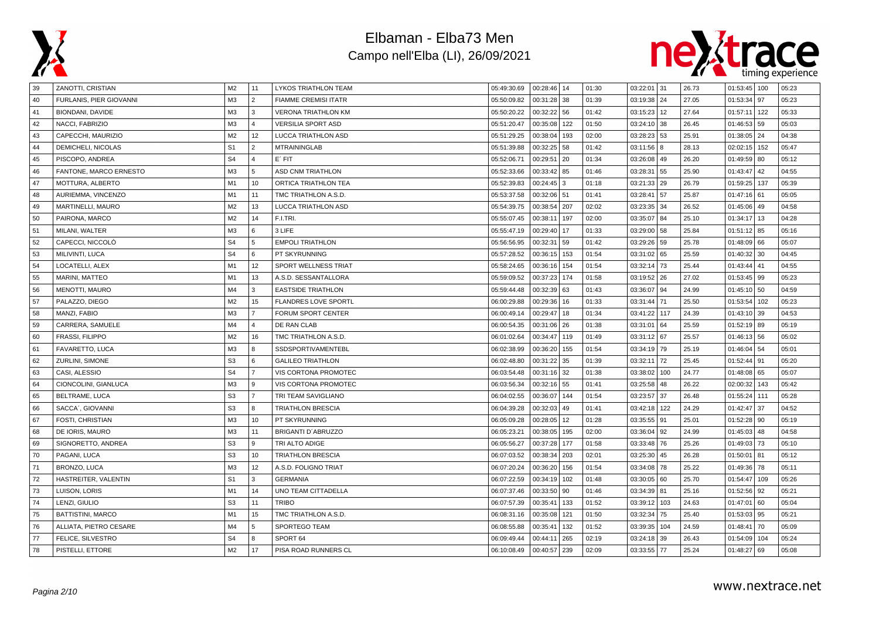# Elbaman - Elba73 Men

Campo nell'Elba (LI), 26/09/2021

| | | | | | | | | | | | | | | | |
|---|---|---|---|---|---|---|---|---|---|---|---|---|---|---|---|
| 39 | ZANOTTI, CRISTIAN | M2 | 11 | LYKOS TRIATHLON TEAM | 05:49:30.69 | 00:28:46 | 14 | 01:30 | 03:22:01 | 31 | 26.73 | 01:53:45 | 100 | 05:23 |
| 40 | FURLANIS, PIER GIOVANNI | M3 | 2 | FIAMME CREMISI ITATR | 05:50:09.82 | 00:31:28 | 38 | 01:39 | 03:19:38 | 24 | 27.05 | 01:53:34 | 97 | 05:23 |
| 41 | BIONDANI, DAVIDE | M3 | 3 | VERONA TRIATHLON KM | 05:50:20.22 | 00:32:22 | 56 | 01:42 | 03:15:23 | 12 | 27.64 | 01:57:11 | 122 | 05:33 |
| 42 | NACCI, FABRIZIO | M3 | 4 | VERSILIA SPORT ASD | 05:51:20.47 | 00:35:08 | 122 | 01:50 | 03:24:10 | 38 | 26.45 | 01:46:53 | 59 | 05:03 |
| 43 | CAPECCHI, MAURIZIO | M2 | 12 | LUCCA TRIATHLON ASD | 05:51:29.25 | 00:38:04 | 193 | 02:00 | 03:28:23 | 53 | 25.91 | 01:38:05 | 24 | 04:38 |
| 44 | DEMICHELI, NICOLAS | S1 | 2 | MTRAININGLAB | 05:51:39.88 | 00:32:25 | 58 | 01:42 | 03:11:56 | 8 | 28.13 | 02:02:15 | 152 | 05:47 |
| 45 | PISCOPO, ANDREA | S4 | 4 | E´ FIT | 05:52:06.71 | 00:29:51 | 20 | 01:34 | 03:26:08 | 49 | 26.20 | 01:49:59 | 80 | 05:12 |
| 46 | FANTONE, MARCO ERNESTO | M3 | 5 | ASD CNM TRIATHLON | 05:52:33.66 | 00:33:42 | 85 | 01:46 | 03:28:31 | 55 | 25.90 | 01:43:47 | 42 | 04:55 |
| 47 | MOTTURA, ALBERTO | M1 | 10 | ORTICA TRIATHLON TEA | 05:52:39.83 | 00:24:45 | 3 | 01:18 | 03:21:33 | 29 | 26.79 | 01:59:25 | 137 | 05:39 |
| 48 | AURIEMMA, VINCENZO | M1 | 11 | TMC TRIATHLON A.S.D. | 05:53:37.58 | 00:32:06 | 51 | 01:41 | 03:28:41 | 57 | 25.87 | 01:47:16 | 61 | 05:05 |
| 49 | MARTINELLI, MAURO | M2 | 13 | LUCCA TRIATHLON ASD | 05:54:39.75 | 00:38:54 | 207 | 02:02 | 03:23:35 | 34 | 26.52 | 01:45:06 | 49 | 04:58 |
| 50 | PAIRONA, MARCO | M2 | 14 | F.I.TRI. | 05:55:07.45 | 00:38:11 | 197 | 02:00 | 03:35:07 | 84 | 25.10 | 01:34:17 | 13 | 04:28 |
| 51 | MILANI, WALTER | M3 | 6 | 3 LIFE | 05:55:47.19 | 00:29:40 | 17 | 01:33 | 03:29:00 | 58 | 25.84 | 01:51:12 | 85 | 05:16 |
| 52 | CAPECCI, NICCOLÒ | S4 | 5 | EMPOLI TRIATHLON | 05:56:56.95 | 00:32:31 | 59 | 01:42 | 03:29:26 | 59 | 25.78 | 01:48:09 | 66 | 05:07 |
| 53 | MILIVINTI, LUCA | S4 | 6 | PT SKYRUNNING | 05:57:28.52 | 00:36:15 | 153 | 01:54 | 03:31:02 | 65 | 25.59 | 01:40:32 | 30 | 04:45 |
| 54 | LOCATELLI, ALEX | M1 | 12 | SPORT WELLNESS TRIAT | 05:58:24.65 | 00:36:16 | 154 | 01:54 | 03:32:14 | 73 | 25.44 | 01:43:44 | 41 | 04:55 |
| 55 | MARINI, MATTEO | M1 | 13 | A.S.D. SESSANTALLORA | 05:59:09.52 | 00:37:23 | 174 | 01:58 | 03:19:52 | 26 | 27.02 | 01:53:45 | 99 | 05:23 |
| 56 | MENOTTI, MAURO | M4 | 3 | EASTSIDE TRIATHLON | 05:59:44.48 | 00:32:39 | 63 | 01:43 | 03:36:07 | 94 | 24.99 | 01:45:10 | 50 | 04:59 |
| 57 | PALAZZO, DIEGO | M2 | 15 | FLANDRES LOVE SPORTL | 06:00:29.88 | 00:29:36 | 16 | 01:33 | 03:31:44 | 71 | 25.50 | 01:53:54 | 102 | 05:23 |
| 58 | MANZI, FABIO | M3 | 7 | FORUM SPORT CENTER | 06:00:49.14 | 00:29:47 | 18 | 01:34 | 03:41:22 | 117 | 24.39 | 01:43:10 | 39 | 04:53 |
| 59 | CARRERA, SAMUELE | M4 | 4 | DE RAN CLAB | 06:00:54.35 | 00:31:06 | 26 | 01:38 | 03:31:01 | 64 | 25.59 | 01:52:19 | 89 | 05:19 |
| 60 | FRASSI, FILIPPO | M2 | 16 | TMC TRIATHLON A.S.D. | 06:01:02.64 | 00:34:47 | 119 | 01:49 | 03:31:12 | 67 | 25.57 | 01:46:13 | 56 | 05:02 |
| 61 | FAVARETTO, LUCA | M3 | 8 | SSDSPORTIVAMENTEBL | 06:02:38.99 | 00:36:20 | 155 | 01:54 | 03:34:19 | 79 | 25.19 | 01:46:04 | 54 | 05:01 |
| 62 | ZURLINI, SIMONE | S3 | 6 | GALILEO TRIATHLON | 06:02:48.80 | 00:31:22 | 35 | 01:39 | 03:32:11 | 72 | 25.45 | 01:52:44 | 91 | 05:20 |
| 63 | CASI, ALESSIO | S4 | 7 | VIS CORTONA PROMOTEC | 06:03:54.48 | 00:31:16 | 32 | 01:38 | 03:38:02 | 100 | 24.77 | 01:48:08 | 65 | 05:07 |
| 64 | CIONCOLINI, GIANLUCA | M3 | 9 | VIS CORTONA PROMOTEC | 06:03:56.34 | 00:32:16 | 55 | 01:41 | 03:25:58 | 48 | 26.22 | 02:00:32 | 143 | 05:42 |
| 65 | BELTRAME, LUCA | S3 | 7 | TRI TEAM SAVIGLIANO | 06:04:02.55 | 00:36:07 | 144 | 01:54 | 03:23:57 | 37 | 26.48 | 01:55:24 | 111 | 05:28 |
| 66 | SACCA´, GIOVANNI | S3 | 8 | TRIATHLON BRESCIA | 06:04:39.28 | 00:32:03 | 49 | 01:41 | 03:42:18 | 122 | 24.29 | 01:42:47 | 37 | 04:52 |
| 67 | FOSTI, CHRISTIAN | M3 | 10 | PT SKYRUNNING | 06:05:09.28 | 00:28:05 | 12 | 01:28 | 03:35:55 | 91 | 25.01 | 01:52:28 | 90 | 05:19 |
| 68 | DE IORIS, MAURO | M3 | 11 | BRIGANTI D´ABRUZZO | 06:05:23.21 | 00:38:05 | 195 | 02:00 | 03:36:04 | 92 | 24.99 | 01:45:03 | 48 | 04:58 |
| 69 | SIGNORETTO, ANDREA | S3 | 9 | TRI ALTO ADIGE | 06:05:56.27 | 00:37:28 | 177 | 01:58 | 03:33:48 | 76 | 25.26 | 01:49:03 | 73 | 05:10 |
| 70 | PAGANI, LUCA | S3 | 10 | TRIATHLON BRESCIA | 06:07:03.52 | 00:38:34 | 203 | 02:01 | 03:25:30 | 45 | 26.28 | 01:50:01 | 81 | 05:12 |
| 71 | BRONZO, LUCA | M3 | 12 | A.S.D. FOLIGNO TRIAT | 06:07:20.24 | 00:36:20 | 156 | 01:54 | 03:34:08 | 78 | 25.22 | 01:49:36 | 78 | 05:11 |
| 72 | HASTREITER, VALENTIN | S1 | 3 | GERMANIA | 06:07:22.59 | 00:34:19 | 102 | 01:48 | 03:30:05 | 60 | 25.70 | 01:54:47 | 109 | 05:26 |
| 73 | LUISON, LORIS | M1 | 14 | UNO TEAM CITTADELLA | 06:07:37.46 | 00:33:50 | 90 | 01:46 | 03:34:39 | 81 | 25.16 | 01:52:56 | 92 | 05:21 |
| 74 | LENZI, GIULIO | S3 | 11 | TRIBO | 06:07:57.39 | 00:35:41 | 133 | 01:52 | 03:39:12 | 103 | 24.63 | 01:47:01 | 60 | 05:04 |
| 75 | BATTISTINI, MARCO | M1 | 15 | TMC TRIATHLON A.S.D. | 06:08:31.16 | 00:35:08 | 121 | 01:50 | 03:32:34 | 75 | 25.40 | 01:53:03 | 95 | 05:21 |
| 76 | ALLIATA, PIETRO CESARE | M4 | 5 | SPORTEGO TEAM | 06:08:55.88 | 00:35:41 | 132 | 01:52 | 03:39:35 | 104 | 24.59 | 01:48:41 | 70 | 05:09 |
| 77 | FELICE, SILVESTRO | S4 | 8 | SPORT 64 | 06:09:49.44 | 00:44:11 | 265 | 02:19 | 03:24:18 | 39 | 26.43 | 01:54:09 | 104 | 05:24 |
| 78 | PISTELLI, ETTORE | M2 | 17 | PISA ROAD RUNNERS CL | 06:10:08.49 | 00:40:57 | 239 | 02:09 | 03:33:55 | 77 | 25.24 | 01:48:27 | 69 | 05:08 |

www.nextrace.net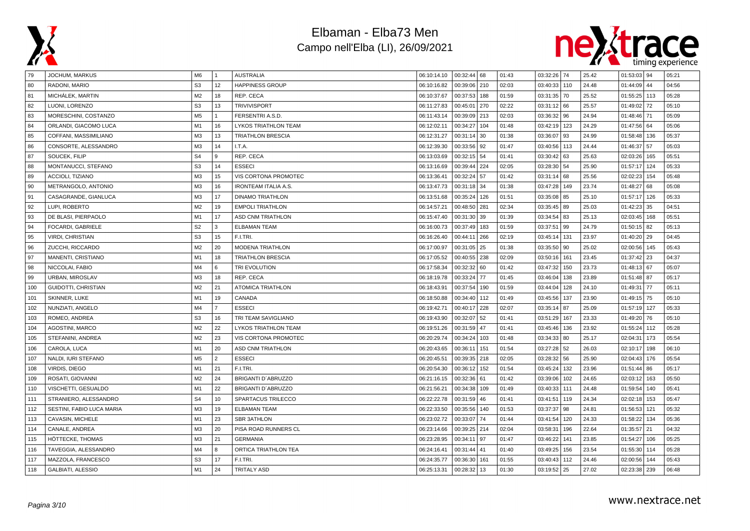# Elbaman - Elba73 Men
## Campo nell'Elba (LI), 26/09/2021

| | | | | | | | | | | | | | | | |
|---|---|---|---|---|---|---|---|---|---|---|---|---|---|---|---|
| 79 | JOCHUM, MARKUS | M6 | 1 | AUSTRALIA | 06:10:14.10 | 00:32:44 | 68 | 01:43 | 03:32:26 | 74 | 25.42 | 01:53:03 | 94 | 05:21 |
| 80 | RADONI, MARIO | S3 | 12 | HAPPINESS GROUP | 06:10:16.82 | 00:39:06 | 210 | 02:03 | 03:40:33 | 110 | 24.48 | 01:44:09 | 44 | 04:56 |
| 81 | MICHÁLEK, MARTIN | M2 | 18 | REP. CECA | 06:10:37.67 | 00:37:53 | 188 | 01:59 | 03:31:35 | 70 | 25.52 | 01:55:25 | 113 | 05:28 |
| 82 | LUONI, LORENZO | S3 | 13 | TRIVIVISPORT | 06:11:27.83 | 00:45:01 | 270 | 02:22 | 03:31:12 | 66 | 25.57 | 01:49:02 | 72 | 05:10 |
| 83 | MORESCHINI, COSTANZO | M5 | 1 | FERSENTRI A.S.D. | 06:11:43.14 | 00:39:09 | 213 | 02:03 | 03:36:32 | 96 | 24.94 | 01:48:46 | 71 | 05:09 |
| 84 | ORLANDI, GIACOMO LUCA | M1 | 16 | LYKOS TRIATHLON TEAM | 06:12:02.11 | 00:34:27 | 104 | 01:48 | 03:42:19 | 123 | 24.29 | 01:47:56 | 64 | 05:06 |
| 85 | COFFANI, MASSIMILIANO | M3 | 13 | TRIATHLON BRESCIA | 06:12:31.27 | 00:31:14 | 30 | 01:38 | 03:36:07 | 93 | 24.99 | 01:58:48 | 136 | 05:37 |
| 86 | CONSORTE, ALESSANDRO | M3 | 14 | I.T.A. | 06:12:39.30 | 00:33:56 | 92 | 01:47 | 03:40:56 | 113 | 24.44 | 01:46:37 | 57 | 05:03 |
| 87 | SOUCEK, FILIP | S4 | 9 | REP. CECA | 06:13:03.69 | 00:32:15 | 54 | 01:41 | 03:30:42 | 63 | 25.63 | 02:03:26 | 165 | 05:51 |
| 88 | MONTANUCCI, STEFANO | S3 | 14 | ESSECI | 06:13:16.69 | 00:39:44 | 224 | 02:05 | 03:28:30 | 54 | 25.90 | 01:57:17 | 124 | 05:33 |
| 89 | ACCIOLI, TIZIANO | M3 | 15 | VIS CORTONA PROMOTEC | 06:13:36.41 | 00:32:24 | 57 | 01:42 | 03:31:14 | 68 | 25.56 | 02:02:23 | 154 | 05:48 |
| 90 | METRANGOLO, ANTONIO | M3 | 16 | IRONTEAM ITALIA A.S. | 06:13:47.73 | 00:31:18 | 34 | 01:38 | 03:47:28 | 149 | 23.74 | 01:48:27 | 68 | 05:08 |
| 91 | CASAGRANDE, GIANLUCA | M3 | 17 | DINAMO TRIATHLON | 06:13:51.68 | 00:35:24 | 126 | 01:51 | 03:35:08 | 85 | 25.10 | 01:57:17 | 126 | 05:33 |
| 92 | LUPI, ROBERTO | M2 | 19 | EMPOLI TRIATHLON | 06:14:57.21 | 00:48:50 | 281 | 02:34 | 03:35:45 | 89 | 25.03 | 01:42:23 | 35 | 04:51 |
| 93 | DE BLASI, PIERPAOLO | M1 | 17 | ASD CNM TRIATHLON | 06:15:47.40 | 00:31:30 | 39 | 01:39 | 03:34:54 | 83 | 25.13 | 02:03:45 | 168 | 05:51 |
| 94 | FOCARDI, GABRIELE | S2 | 3 | ELBAMAN TEAM | 06:16:00.73 | 00:37:49 | 183 | 01:59 | 03:37:51 | 99 | 24.79 | 01:50:15 | 82 | 05:13 |
| 95 | VIRDI, CHRISTIAN | S3 | 15 | F.I.TRI. | 06:16:26.40 | 00:44:11 | 266 | 02:19 | 03:45:14 | 131 | 23.97 | 01:40:20 | 29 | 04:45 |
| 96 | ZUCCHI, RICCARDO | M2 | 20 | MODENA TRIATHLON | 06:17:00.97 | 00:31:05 | 25 | 01:38 | 03:35:50 | 90 | 25.02 | 02:00:56 | 145 | 05:43 |
| 97 | MANENTI, CRISTIANO | M1 | 18 | TRIATHLON BRESCIA | 06:17:05.52 | 00:40:55 | 238 | 02:09 | 03:50:16 | 161 | 23.45 | 01:37:42 | 23 | 04:37 |
| 98 | NICCOLAI, FABIO | M4 | 6 | TRI EVOLUTION | 06:17:58.34 | 00:32:32 | 60 | 01:42 | 03:47:32 | 150 | 23.73 | 01:48:13 | 67 | 05:07 |
| 99 | URBAN, MIROSLAV | M3 | 18 | REP. CECA | 06:18:19.78 | 00:33:24 | 77 | 01:45 | 03:46:04 | 138 | 23.89 | 01:51:48 | 87 | 05:17 |
| 100 | GUIDOTTI, CHRISTIAN | M2 | 21 | ATOMICA TRIATHLON | 06:18:43.91 | 00:37:54 | 190 | 01:59 | 03:44:04 | 128 | 24.10 | 01:49:31 | 77 | 05:11 |
| 101 | SKINNER, LUKE | M1 | 19 | CANADA | 06:18:50.88 | 00:34:40 | 112 | 01:49 | 03:45:56 | 137 | 23.90 | 01:49:15 | 75 | 05:10 |
| 102 | NUNZIATI, ANGELO | M4 | 7 | ESSECI | 06:19:42.71 | 00:40:17 | 228 | 02:07 | 03:35:14 | 87 | 25.09 | 01:57:19 | 127 | 05:33 |
| 103 | ROMEO, ANDREA | S3 | 16 | TRI TEAM SAVIGLIANO | 06:19:43.90 | 00:32:07 | 52 | 01:41 | 03:51:29 | 167 | 23.33 | 01:49:20 | 76 | 05:10 |
| 104 | AGOSTINI, MARCO | M2 | 22 | LYKOS TRIATHLON TEAM | 06:19:51.26 | 00:31:59 | 47 | 01:41 | 03:45:46 | 136 | 23.92 | 01:55:24 | 112 | 05:28 |
| 105 | STEFANINI, ANDREA | M2 | 23 | VIS CORTONA PROMOTEC | 06:20:29.74 | 00:34:24 | 103 | 01:48 | 03:34:33 | 80 | 25.17 | 02:04:31 | 173 | 05:54 |
| 106 | CAROLA, LUCA | M1 | 20 | ASD CNM TRIATHLON | 06:20:43.65 | 00:36:11 | 151 | 01:54 | 03:27:28 | 52 | 26.03 | 02:10:17 | 198 | 06:10 |
| 107 | NALDI, IURI STEFANO | M5 | 2 | ESSECI | 06:20:45.51 | 00:39:35 | 218 | 02:05 | 03:28:32 | 56 | 25.90 | 02:04:43 | 176 | 05:54 |
| 108 | VIRDIS, DIEGO | M1 | 21 | F.I.TRI. | 06:20:54.30 | 00:36:12 | 152 | 01:54 | 03:45:24 | 132 | 23.96 | 01:51:44 | 86 | 05:17 |
| 109 | ROSATI, GIOVANNI | M2 | 24 | BRIGANTI D´ABRUZZO | 06:21:16.15 | 00:32:36 | 61 | 01:42 | 03:39:06 | 102 | 24.65 | 02:03:12 | 163 | 05:50 |
| 110 | VISCHETTI, GESUALDO | M1 | 22 | BRIGANTI D´ABRUZZO | 06:21:56.21 | 00:34:38 | 109 | 01:49 | 03:40:33 | 111 | 24.48 | 01:59:54 | 140 | 05:41 |
| 111 | STRANIERO, ALESSANDRO | S4 | 10 | SPARTACUS TRILECCO | 06:22:22.78 | 00:31:59 | 46 | 01:41 | 03:41:51 | 119 | 24.34 | 02:02:18 | 153 | 05:47 |
| 112 | SESTINI, FABIO LUCA MARIA | M3 | 19 | ELBAMAN TEAM | 06:22:33.50 | 00:35:56 | 140 | 01:53 | 03:37:37 | 98 | 24.81 | 01:56:53 | 121 | 05:32 |
| 113 | CAVASIN, MICHELE | M1 | 23 | SBR 3ATHLON | 06:23:02.72 | 00:33:07 | 74 | 01:44 | 03:41:54 | 120 | 24.33 | 01:58:22 | 134 | 05:36 |
| 114 | CANALE, ANDREA | M3 | 20 | PISA ROAD RUNNERS CL | 06:23:14.66 | 00:39:25 | 214 | 02:04 | 03:58:31 | 196 | 22.64 | 01:35:57 | 21 | 04:32 |
| 115 | HÖTTECKE, THOMAS | M3 | 21 | GERMANIA | 06:23:28.95 | 00:34:11 | 97 | 01:47 | 03:46:22 | 141 | 23.85 | 01:54:27 | 106 | 05:25 |
| 116 | TAVEGGIA, ALESSANDRO | M4 | 8 | ORTICA TRIATHLON TEA | 06:24:16.41 | 00:31:44 | 41 | 01:40 | 03:49:25 | 156 | 23.54 | 01:55:30 | 114 | 05:28 |
| 117 | MAZZOLA, FRANCESCO | S3 | 17 | F.I.TRI. | 06:24:35.77 | 00:36:30 | 161 | 01:55 | 03:40:43 | 112 | 24.46 | 02:00:56 | 144 | 05:43 |
| 118 | GALBIATI, ALESSIO | M1 | 24 | TRITALY ASD | 06:25:13.31 | 00:28:32 | 13 | 01:30 | 03:19:52 | 25 | 27.02 | 02:23:38 | 239 | 06:48 |

www.nextrace.net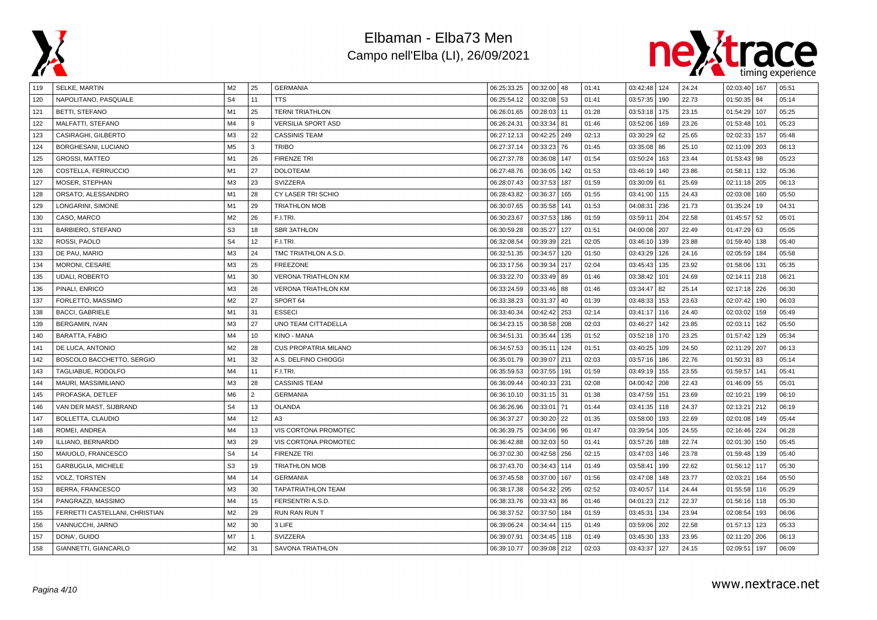# Elbaman - Elba73 Men

## Campo nell'Elba (LI), 26/09/2021

| 119 | SELKE, MARTIN | M2 | 25 | GERMANIA | 06:25:33.25 | 00:32:00 | 48 | 01:41 | 03:42:48 | 124 | 24.24 | 02:03:40 | 167 | 05:51 |
|---|---|---|---|---|---|---|---|---|---|---|---|---|---|---|
| 120 | NAPOLITANO, PASQUALE | S4 | 11 | TTS | 06:25:54.12 | 00:32:08 | 53 | 01:41 | 03:57:35 | 190 | 22.73 | 01:50:35 | 84 | 05:14 |
| 121 | BETTI, STEFANO | M1 | 25 | TERNI TRIATHLON | 06:26:01.65 | 00:28:03 | 11 | 01:28 | 03:53:18 | 175 | 23.15 | 01:54:29 | 107 | 05:25 |
| 122 | MALFATTI, STEFANO | M4 | 9 | VERSILIA SPORT ASD | 06:26:24.31 | 00:33:34 | 81 | 01:46 | 03:52:06 | 169 | 23.26 | 01:53:48 | 101 | 05:23 |
| 123 | CASIRAGHI, GILBERTO | M3 | 22 | CASSINIS TEAM | 06:27:12.13 | 00:42:25 | 249 | 02:13 | 03:30:29 | 62 | 25.65 | 02:02:33 | 157 | 05:48 |
| 124 | BORGHESANI, LUCIANO | M5 | 3 | TRIBO | 06:27:37.14 | 00:33:23 | 76 | 01:45 | 03:35:08 | 86 | 25.10 | 02:11:09 | 203 | 06:13 |
| 125 | GROSSI, MATTEO | M1 | 26 | FIRENZE TRI | 06:27:37.78 | 00:36:08 | 147 | 01:54 | 03:50:24 | 163 | 23.44 | 01:53:43 | 98 | 05:23 |
| 126 | COSTELLA, FERRUCCIO | M1 | 27 | DOLOTEAM | 06:27:48.76 | 00:36:05 | 142 | 01:53 | 03:46:19 | 140 | 23.86 | 01:58:11 | 132 | 05:36 |
| 127 | MOSER, STEPHAN | M3 | 23 | SVIZZERA | 06:28:07.43 | 00:37:53 | 187 | 01:59 | 03:30:09 | 61 | 25.69 | 02:11:18 | 205 | 06:13 |
| 128 | ORSATO, ALESSANDRO | M1 | 28 | CY LASER TRI SCHIO | 06:28:43.82 | 00:36:37 | 165 | 01:55 | 03:41:00 | 115 | 24.43 | 02:03:08 | 160 | 05:50 |
| 129 | LONGARINI, SIMONE | M1 | 29 | TRIATHLON MOB | 06:30:07.65 | 00:35:58 | 141 | 01:53 | 04:08:31 | 236 | 21.73 | 01:35:24 | 19 | 04:31 |
| 130 | CASO, MARCO | M2 | 26 | F.I.TRI. | 06:30:23.67 | 00:37:53 | 186 | 01:59 | 03:59:11 | 204 | 22.58 | 01:45:57 | 52 | 05:01 |
| 131 | BARBIERO, STEFANO | S3 | 18 | SBR 3ATHLON | 06:30:59.28 | 00:35:27 | 127 | 01:51 | 04:00:08 | 207 | 22.49 | 01:47:29 | 63 | 05:05 |
| 132 | ROSSI, PAOLO | S4 | 12 | F.I.TRI. | 06:32:08.54 | 00:39:39 | 221 | 02:05 | 03:46:10 | 139 | 23.88 | 01:59:40 | 138 | 05:40 |
| 133 | DE PAU, MARIO | M3 | 24 | TMC TRIATHLON A.S.D. | 06:32:51.35 | 00:34:57 | 120 | 01:50 | 03:43:29 | 126 | 24.16 | 02:05:59 | 184 | 05:58 |
| 134 | MORONI, CESARE | M3 | 25 | FREEZONE | 06:33:17.56 | 00:39:34 | 217 | 02:04 | 03:45:43 | 135 | 23.92 | 01:58:06 | 131 | 05:35 |
| 135 | UDALI, ROBERTO | M1 | 30 | VERONA TRIATHLON KM | 06:33:22.70 | 00:33:49 | 89 | 01:46 | 03:38:42 | 101 | 24.69 | 02:14:11 | 218 | 06:21 |
| 136 | PINALI, ENRICO | M3 | 26 | VERONA TRIATHLON KM | 06:33:24.59 | 00:33:46 | 88 | 01:46 | 03:34:47 | 82 | 25.14 | 02:17:18 | 226 | 06:30 |
| 137 | FORLETTO, MASSIMO | M2 | 27 | SPORT 64 | 06:33:38.23 | 00:31:37 | 40 | 01:39 | 03:48:33 | 153 | 23.63 | 02:07:42 | 190 | 06:03 |
| 138 | BACCI, GABRIELE | M1 | 31 | ESSECI | 06:33:40.34 | 00:42:42 | 253 | 02:14 | 03:41:17 | 116 | 24.40 | 02:03:02 | 159 | 05:49 |
| 139 | BERGAMIN, IVAN | M3 | 27 | UNO TEAM CITTADELLA | 06:34:23.15 | 00:38:58 | 208 | 02:03 | 03:46:27 | 142 | 23.85 | 02:03:11 | 162 | 05:50 |
| 140 | BARATTA, FABIO | M4 | 10 | KINO - MANA | 06:34:51.31 | 00:35:44 | 135 | 01:52 | 03:52:18 | 170 | 23.25 | 01:57:42 | 129 | 05:34 |
| 141 | DE LUCA, ANTONIO | M2 | 28 | CUS PROPATRIA MILANO | 06:34:57.53 | 00:35:11 | 124 | 01:51 | 03:40:25 | 109 | 24.50 | 02:11:29 | 207 | 06:13 |
| 142 | BOSCOLO BACCHETTO, SERGIO | M1 | 32 | A.S. DELFINO CHIOGGI | 06:35:01.79 | 00:39:07 | 211 | 02:03 | 03:57:16 | 186 | 22.76 | 01:50:31 | 83 | 05:14 |
| 143 | TAGLIABUE, RODOLFO | M4 | 11 | F.I.TRI. | 06:35:59.53 | 00:37:55 | 191 | 01:59 | 03:49:19 | 155 | 23.55 | 01:59:57 | 141 | 05:41 |
| 144 | MAURI, MASSIMILIANO | M3 | 28 | CASSINIS TEAM | 06:36:09.44 | 00:40:33 | 231 | 02:08 | 04:00:42 | 208 | 22.43 | 01:46:09 | 55 | 05:01 |
| 145 | PROFASKA, DETLEF | M6 | 2 | GERMANIA | 06:36:10.10 | 00:31:15 | 31 | 01:38 | 03:47:59 | 151 | 23.69 | 02:10:21 | 199 | 06:10 |
| 146 | VAN DER MAST, SIJBRAND | S4 | 13 | OLANDA | 06:36:26.96 | 00:33:01 | 71 | 01:44 | 03:41:35 | 118 | 24.37 | 02:13:21 | 212 | 06:19 |
| 147 | BOLLETTA, CLAUDIO | M4 | 12 | A3 | 06:36:37.27 | 00:30:20 | 22 | 01:35 | 03:58:00 | 193 | 22.69 | 02:01:08 | 149 | 05:44 |
| 148 | ROMEI, ANDREA | M4 | 13 | VIS CORTONA PROMOTEC | 06:36:39.75 | 00:34:06 | 96 | 01:47 | 03:39:54 | 105 | 24.55 | 02:16:46 | 224 | 06:28 |
| 149 | ILLIANO, BERNARDO | M3 | 29 | VIS CORTONA PROMOTEC | 06:36:42.88 | 00:32:03 | 50 | 01:41 | 03:57:26 | 188 | 22.74 | 02:01:30 | 150 | 05:45 |
| 150 | MAIUOLO, FRANCESCO | S4 | 14 | FIRENZE TRI | 06:37:02.30 | 00:42:58 | 256 | 02:15 | 03:47:03 | 146 | 23.78 | 01:59:48 | 139 | 05:40 |
| 151 | GARBUGLIA, MICHELE | S3 | 19 | TRIATHLON MOB | 06:37:43.70 | 00:34:43 | 114 | 01:49 | 03:58:41 | 199 | 22.62 | 01:56:12 | 117 | 05:30 |
| 152 | VOLZ, TORSTEN | M4 | 14 | GERMANIA | 06:37:45.58 | 00:37:00 | 167 | 01:56 | 03:47:08 | 148 | 23.77 | 02:03:21 | 164 | 05:50 |
| 153 | BERRA, FRANCESCO | M3 | 30 | TAPATRIATHLON TEAM | 06:38:17.38 | 00:54:32 | 295 | 02:52 | 03:40:57 | 114 | 24.44 | 01:55:58 | 116 | 05:29 |
| 154 | PANGRAZZI, MASSIMO | M4 | 15 | FERSENTRI A.S.D. | 06:38:33.76 | 00:33:43 | 86 | 01:46 | 04:01:23 | 212 | 22.37 | 01:56:16 | 118 | 05:30 |
| 155 | FERRETTI CASTELLANI, CHRISTIAN | M2 | 29 | RUN RAN RUN T | 06:38:37.52 | 00:37:50 | 184 | 01:59 | 03:45:31 | 134 | 23.94 | 02:08:54 | 193 | 06:06 |
| 156 | VANNUCCHI, JARNO | M2 | 30 | 3 LIFE | 06:39:06.24 | 00:34:44 | 115 | 01:49 | 03:59:06 | 202 | 22.58 | 01:57:13 | 123 | 05:33 |
| 157 | DONA', GUIDO | M7 | 1 | SVIZZERA | 06:39:07.91 | 00:34:45 | 118 | 01:49 | 03:45:30 | 133 | 23.95 | 02:11:20 | 206 | 06:13 |
| 158 | GIANNETTI, GIANCARLO | M2 | 31 | SAVONA TRIATHLON | 06:39:10.77 | 00:39:08 | 212 | 02:03 | 03:43:37 | 127 | 24.15 | 02:09:51 | 197 | 06:09 |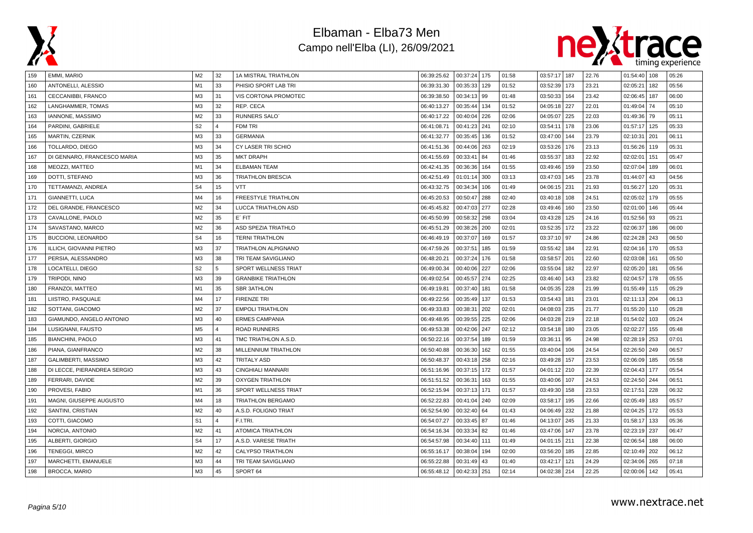# Elbaman - Elba73 Men

## Campo nell'Elba (LI), 26/09/2021

| | | | | | | | | | | | | | | | |
|---|---|---|---|---|---|---|---|---|---|---|---|---|---|---|---|
| 159 | EMMI, MARIO | M2 | 32 | 1A MISTRAL TRIATHLON | 06:39:25.62 | 00:37:24 | 175 | 01:58 | 03:57:17 | 187 | 22.76 | 01:54:40 | 108 | 05:26 |
| 160 | ANTONELLI, ALESSIO | M1 | 33 | PHISIO SPORT LAB TRI | 06:39:31.30 | 00:35:33 | 129 | 01:52 | 03:52:39 | 173 | 23.21 | 02:05:21 | 182 | 05:56 |
| 161 | CECCANIBBI, FRANCO | M3 | 31 | VIS CORTONA PROMOTEC | 06:39:38.50 | 00:34:13 | 99 | 01:48 | 03:50:33 | 164 | 23.42 | 02:06:45 | 187 | 06:00 |
| 162 | LANGHAMMER, TOMAS | M3 | 32 | REP. CECA | 06:40:13.27 | 00:35:44 | 134 | 01:52 | 04:05:18 | 227 | 22.01 | 01:49:04 | 74 | 05:10 |
| 163 | IANNONE, MASSIMO | M2 | 33 | RUNNERS SALO´ | 06:40:17.22 | 00:40:04 | 226 | 02:06 | 04:05:07 | 225 | 22.03 | 01:49:36 | 79 | 05:11 |
| 164 | PARDINI, GABRIELE | S2 | 4 | FDM TRI | 06:41:08.71 | 00:41:23 | 241 | 02:10 | 03:54:11 | 178 | 23.06 | 01:57:17 | 125 | 05:33 |
| 165 | MARTIN, CZERNIK | M3 | 33 | GERMANIA | 06:41:32.77 | 00:35:45 | 136 | 01:52 | 03:47:00 | 144 | 23.79 | 02:10:31 | 201 | 06:11 |
| 166 | TOLLARDO, DIEGO | M3 | 34 | CY LASER TRI SCHIO | 06:41:51.36 | 00:44:06 | 263 | 02:19 | 03:53:26 | 176 | 23.13 | 01:56:26 | 119 | 05:31 |
| 167 | DI GENNARO, FRANCESCO MARIA | M3 | 35 | MKT DRAPH | 06:41:55.69 | 00:33:41 | 84 | 01:46 | 03:55:37 | 183 | 22.92 | 02:02:01 | 151 | 05:47 |
| 168 | MEOZZI, MATTEO | M1 | 34 | ELBAMAN TEAM | 06:42:41.35 | 00:36:36 | 164 | 01:55 | 03:49:46 | 159 | 23.50 | 02:07:04 | 189 | 06:01 |
| 169 | DOTTI, STEFANO | M3 | 36 | TRIATHLON BRESCIA | 06:42:51.49 | 01:01:14 | 300 | 03:13 | 03:47:03 | 145 | 23.78 | 01:44:07 | 43 | 04:56 |
| 170 | TETTAMANZI, ANDREA | S4 | 15 | VTT | 06:43:32.75 | 00:34:34 | 106 | 01:49 | 04:06:15 | 231 | 21.93 | 01:56:27 | 120 | 05:31 |
| 171 | GIANNETTI, LUCA | M4 | 16 | FREESTYLE TRIATHLON | 06:45:20.53 | 00:50:47 | 288 | 02:40 | 03:40:18 | 108 | 24.51 | 02:05:02 | 179 | 05:55 |
| 172 | DEL GRANDE, FRANCESCO | M2 | 34 | LUCCA TRIATHLON ASD | 06:45:45.82 | 00:47:03 | 277 | 02:28 | 03:49:46 | 160 | 23.50 | 02:01:00 | 146 | 05:44 |
| 173 | CAVALLONE, PAOLO | M2 | 35 | E´ FIT | 06:45:50.99 | 00:58:32 | 298 | 03:04 | 03:43:28 | 125 | 24.16 | 01:52:56 | 93 | 05:21 |
| 174 | SAVASTANO, MARCO | M2 | 36 | ASD SPEZIA TRIATHLO | 06:45:51.29 | 00:38:26 | 200 | 02:01 | 03:52:35 | 172 | 23.22 | 02:06:37 | 186 | 06:00 |
| 175 | BUCCIONI, LEONARDO | S4 | 16 | TERNI TRIATHLON | 06:46:49.19 | 00:37:07 | 169 | 01:57 | 03:37:10 | 97 | 24.86 | 02:24:28 | 243 | 06:50 |
| 176 | ILLICH, GIOVANNI PIETRO | M3 | 37 | TRIATHLON ALPIGNANO | 06:47:59.26 | 00:37:51 | 185 | 01:59 | 03:55:42 | 184 | 22.91 | 02:04:16 | 170 | 05:53 |
| 177 | PERSIA, ALESSANDRO | M3 | 38 | TRI TEAM SAVIGLIANO | 06:48:20.21 | 00:37:24 | 176 | 01:58 | 03:58:57 | 201 | 22.60 | 02:03:08 | 161 | 05:50 |
| 178 | LOCATELLI, DIEGO | S2 | 5 | SPORT WELLNESS TRIAT | 06:49:00.34 | 00:40:06 | 227 | 02:06 | 03:55:04 | 182 | 22.97 | 02:05:20 | 181 | 05:56 |
| 179 | TRIPODI, NINO | M3 | 39 | GRANBIKE TRIATHLON | 06:49:02.54 | 00:45:57 | 274 | 02:25 | 03:46:40 | 143 | 23.82 | 02:04:57 | 178 | 05:55 |
| 180 | FRANZOI, MATTEO | M1 | 35 | SBR 3ATHLON | 06:49:19.81 | 00:37:40 | 181 | 01:58 | 04:05:35 | 228 | 21.99 | 01:55:49 | 115 | 05:29 |
| 181 | LIISTRO, PASQUALE | M4 | 17 | FIRENZE TRI | 06:49:22.56 | 00:35:49 | 137 | 01:53 | 03:54:43 | 181 | 23.01 | 02:11:13 | 204 | 06:13 |
| 182 | SOTTANI, GIACOMO | M2 | 37 | EMPOLI TRIATHLON | 06:49:33.83 | 00:38:31 | 202 | 02:01 | 04:08:03 | 235 | 21.77 | 01:55:20 | 110 | 05:28 |
| 183 | GIAMUNDO, ANGELO ANTONIO | M3 | 40 | ERMES CAMPANIA | 06:49:48.95 | 00:39:55 | 225 | 02:06 | 04:03:28 | 219 | 22.18 | 01:54:02 | 103 | 05:24 |
| 184 | LUSIGNANI, FAUSTO | M5 | 4 | ROAD RUNNERS | 06:49:53.38 | 00:42:06 | 247 | 02:12 | 03:54:18 | 180 | 23.05 | 02:02:27 | 155 | 05:48 |
| 185 | BIANCHINI, PAOLO | M3 | 41 | TMC TRIATHLON A.S.D. | 06:50:22.16 | 00:37:54 | 189 | 01:59 | 03:36:11 | 95 | 24.98 | 02:28:19 | 253 | 07:01 |
| 186 | PIANA, GIANFRANCO | M2 | 38 | MILLENNIUM TRIATHLON | 06:50:40.88 | 00:36:30 | 162 | 01:55 | 03:40:04 | 106 | 24.54 | 02:26:50 | 249 | 06:57 |
| 187 | GALIMBERTI, MASSIMO | M3 | 42 | TRITALY ASD | 06:50:48.37 | 00:43:18 | 258 | 02:16 | 03:49:28 | 157 | 23.53 | 02:06:09 | 185 | 05:58 |
| 188 | DI LECCE, PIERANDREA SERGIO | M3 | 43 | CINGHIALI MANNARI | 06:51:16.96 | 00:37:15 | 172 | 01:57 | 04:01:12 | 210 | 22.39 | 02:04:43 | 177 | 05:54 |
| 189 | FERRARI, DAVIDE | M2 | 39 | OXYGEN TRIATHLON | 06:51:51.52 | 00:36:31 | 163 | 01:55 | 03:40:06 | 107 | 24.53 | 02:24:50 | 244 | 06:51 |
| 190 | PROVESI, FABIO | M1 | 36 | SPORT WELLNESS TRIAT | 06:52:15.94 | 00:37:13 | 171 | 01:57 | 03:49:30 | 158 | 23.53 | 02:17:51 | 228 | 06:32 |
| 191 | MAGNI, GIUSEPPE AUGUSTO | M4 | 18 | TRIATHLON BERGAMO | 06:52:22.83 | 00:41:04 | 240 | 02:09 | 03:58:17 | 195 | 22.66 | 02:05:49 | 183 | 05:57 |
| 192 | SANTINI, CRISTIAN | M2 | 40 | A.S.D. FOLIGNO TRIAT | 06:52:54.90 | 00:32:40 | 64 | 01:43 | 04:06:49 | 232 | 21.88 | 02:04:25 | 172 | 05:53 |
| 193 | COTTI, GIACOMO | S1 | 4 | F.I.TRI. | 06:54:07.27 | 00:33:45 | 87 | 01:46 | 04:13:07 | 245 | 21.33 | 01:58:17 | 133 | 05:36 |
| 194 | NORCIA, ANTONIO | M2 | 41 | ATOMICA TRIATHLON | 06:54:16.34 | 00:33:34 | 82 | 01:46 | 03:47:06 | 147 | 23.78 | 02:23:19 | 237 | 06:47 |
| 195 | ALBERTI, GIORGIO | S4 | 17 | A.S.D. VARESE TRIATH | 06:54:57.98 | 00:34:40 | 111 | 01:49 | 04:01:15 | 211 | 22.38 | 02:06:54 | 188 | 06:00 |
| 196 | TENEGGI, MIRCO | M2 | 42 | CALYPSO TRIATHLON | 06:55:16.17 | 00:38:04 | 194 | 02:00 | 03:56:20 | 185 | 22.85 | 02:10:49 | 202 | 06:12 |
| 197 | MARCHETTI, EMANUELE | M3 | 44 | TRI TEAM SAVIGLIANO | 06:55:22.88 | 00:31:49 | 43 | 01:40 | 03:42:17 | 121 | 24.29 | 02:34:06 | 265 | 07:18 |
| 198 | BROCCA, MARIO | M3 | 45 | SPORT 64 | 06:55:48.12 | 00:42:33 | 251 | 02:14 | 04:02:38 | 214 | 22.25 | 02:00:06 | 142 | 05:41 |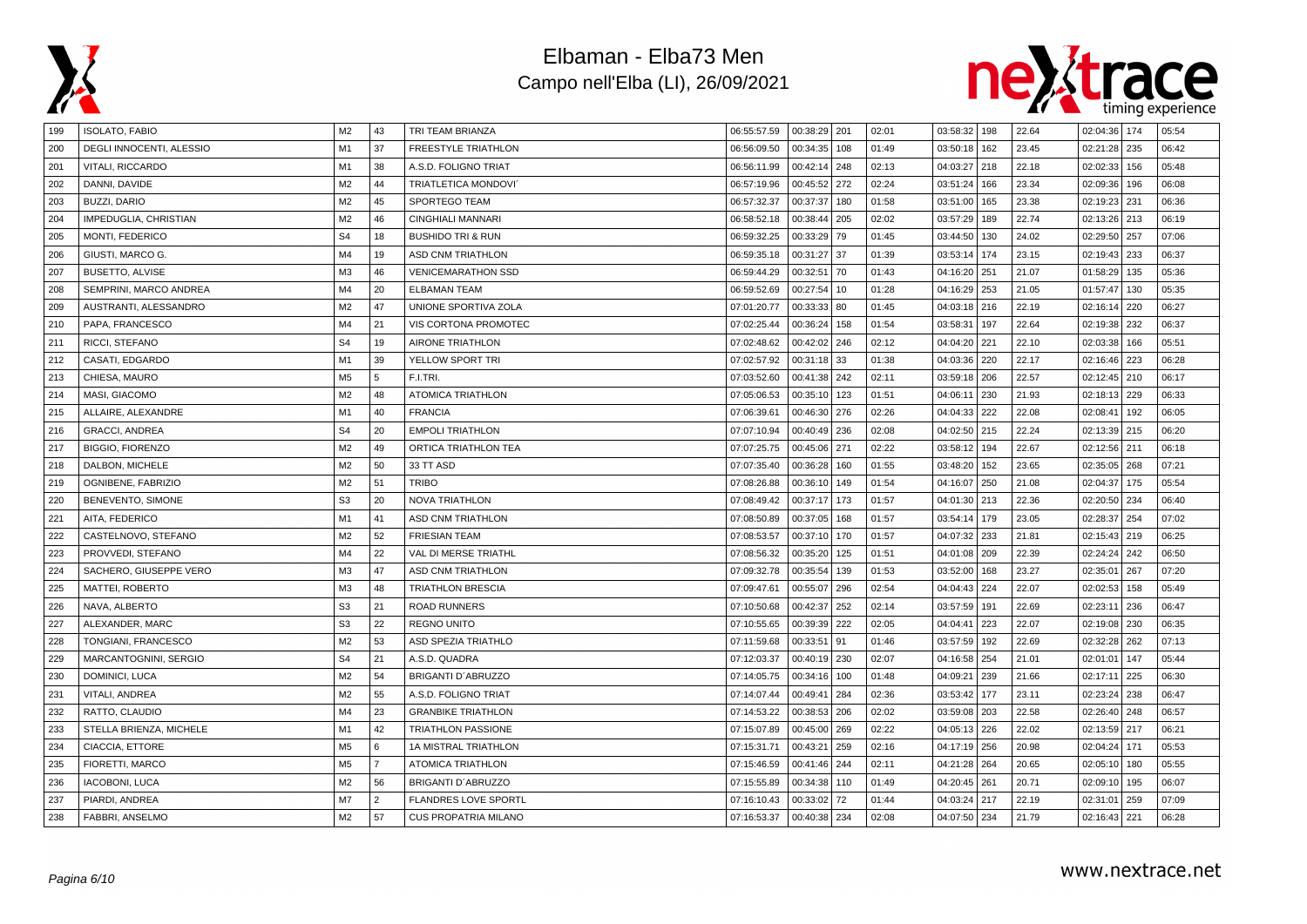# Elbaman - Elba73 Men

Campo nell'Elba (LI), 26/09/2021

| | | | | | | | | | | | | | | | |
|---|---|---|---|---|---|---|---|---|---|---|---|---|---|---|---|
| 199 | ISOLATO, FABIO | M2 | 43 | TRI TEAM BRIANZA | 06:55:57.59 | 00:38:29 | 201 | 02:01 | 03:58:32 | 198 | 22.64 | 02:04:36 | 174 | 05:54 |
| 200 | DEGLI INNOCENTI, ALESSIO | M1 | 37 | FREESTYLE TRIATHLON | 06:56:09.50 | 00:34:35 | 108 | 01:49 | 03:50:18 | 162 | 23.45 | 02:21:28 | 235 | 06:42 |
| 201 | VITALI, RICCARDO | M1 | 38 | A.S.D. FOLIGNO TRIAT | 06:56:11.99 | 00:42:14 | 248 | 02:13 | 04:03:27 | 218 | 22.18 | 02:02:33 | 156 | 05:48 |
| 202 | DANNI, DAVIDE | M2 | 44 | TRIATLETICA MONDOVI` | 06:57:19.96 | 00:45:52 | 272 | 02:24 | 03:51:24 | 166 | 23.34 | 02:09:36 | 196 | 06:08 |
| 203 | BUZZI, DARIO | M2 | 45 | SPORTEGO TEAM | 06:57:32.37 | 00:37:37 | 180 | 01:58 | 03:51:00 | 165 | 23.38 | 02:19:23 | 231 | 06:36 |
| 204 | IMPEDUGLIA, CHRISTIAN | M2 | 46 | CINGHIALI MANNARI | 06:58:52.18 | 00:38:44 | 205 | 02:02 | 03:57:29 | 189 | 22.74 | 02:13:26 | 213 | 06:19 |
| 205 | MONTI, FEDERICO | S4 | 18 | BUSHIDO TRI & RUN | 06:59:32.25 | 00:33:29 | 79 | 01:45 | 03:44:50 | 130 | 24.02 | 02:29:50 | 257 | 07:06 |
| 206 | GIUSTI, MARCO G. | M4 | 19 | ASD CNM TRIATHLON | 06:59:35.18 | 00:31:27 | 37 | 01:39 | 03:53:14 | 174 | 23.15 | 02:19:43 | 233 | 06:37 |
| 207 | BUSETTO, ALVISE | M3 | 46 | VENICEMARATHON SSD | 06:59:44.29 | 00:32:51 | 70 | 01:43 | 04:16:20 | 251 | 21.07 | 01:58:29 | 135 | 05:36 |
| 208 | SEMPRINI, MARCO ANDREA | M4 | 20 | ELBAMAN TEAM | 06:59:52.69 | 00:27:54 | 10 | 01:28 | 04:16:29 | 253 | 21.05 | 01:57:47 | 130 | 05:35 |
| 209 | AUSTRANTI, ALESSANDRO | M2 | 47 | UNIONE SPORTIVA ZOLA | 07:01:20.77 | 00:33:33 | 80 | 01:45 | 04:03:18 | 216 | 22.19 | 02:16:14 | 220 | 06:27 |
| 210 | PAPA, FRANCESCO | M4 | 21 | VIS CORTONA PROMOTEC | 07:02:25.44 | 00:36:24 | 158 | 01:54 | 03:58:31 | 197 | 22.64 | 02:19:38 | 232 | 06:37 |
| 211 | RICCI, STEFANO | S4 | 19 | AIRONE TRIATHLON | 07:02:48.62 | 00:42:02 | 246 | 02:12 | 04:04:20 | 221 | 22.10 | 02:03:38 | 166 | 05:51 |
| 212 | CASATI, EDGARDO | M1 | 39 | YELLOW SPORT TRI | 07:02:57.92 | 00:31:18 | 33 | 01:38 | 04:03:36 | 220 | 22.17 | 02:16:46 | 223 | 06:28 |
| 213 | CHIESA, MAURO | M5 | 5 | F.I.TRI. | 07:03:52.60 | 00:41:38 | 242 | 02:11 | 03:59:18 | 206 | 22.57 | 02:12:45 | 210 | 06:17 |
| 214 | MASI, GIACOMO | M2 | 48 | ATOMICA TRIATHLON | 07:05:06.53 | 00:35:10 | 123 | 01:51 | 04:06:11 | 230 | 21.93 | 02:18:13 | 229 | 06:33 |
| 215 | ALLAIRE, ALEXANDRE | M1 | 40 | FRANCIA | 07:06:39.61 | 00:46:30 | 276 | 02:26 | 04:04:33 | 222 | 22.08 | 02:08:41 | 192 | 06:05 |
| 216 | GRACCI, ANDREA | S4 | 20 | EMPOLI TRIATHLON | 07:07:10.94 | 00:40:49 | 236 | 02:08 | 04:02:50 | 215 | 22.24 | 02:13:39 | 215 | 06:20 |
| 217 | BIGGIO, FIORENZO | M2 | 49 | ORTICA TRIATHLON TEA | 07:07:25.75 | 00:45:06 | 271 | 02:22 | 03:58:12 | 194 | 22.67 | 02:12:56 | 211 | 06:18 |
| 218 | DALBON, MICHELE | M2 | 50 | 33 TT ASD | 07:07:35.40 | 00:36:28 | 160 | 01:55 | 03:48:20 | 152 | 23.65 | 02:35:05 | 268 | 07:21 |
| 219 | OGNIBENE, FABRIZIO | M2 | 51 | TRIBO | 07:08:26.88 | 00:36:10 | 149 | 01:54 | 04:16:07 | 250 | 21.08 | 02:04:37 | 175 | 05:54 |
| 220 | BENEVENTO, SIMONE | S3 | 20 | NOVA TRIATHLON | 07:08:49.42 | 00:37:17 | 173 | 01:57 | 04:01:30 | 213 | 22.36 | 02:20:50 | 234 | 06:40 |
| 221 | AITA, FEDERICO | M1 | 41 | ASD CNM TRIATHLON | 07:08:50.89 | 00:37:05 | 168 | 01:57 | 03:54:14 | 179 | 23.05 | 02:28:37 | 254 | 07:02 |
| 222 | CASTELNOVO, STEFANO | M2 | 52 | FRIESIAN TEAM | 07:08:53.57 | 00:37:10 | 170 | 01:57 | 04:07:32 | 233 | 21.81 | 02:15:43 | 219 | 06:25 |
| 223 | PROVVEDI, STEFANO | M4 | 22 | VAL DI MERSE TRIATHL | 07:08:56.32 | 00:35:20 | 125 | 01:51 | 04:01:08 | 209 | 22.39 | 02:24:24 | 242 | 06:50 |
| 224 | SACHERO, GIUSEPPE VERO | M3 | 47 | ASD CNM TRIATHLON | 07:09:32.78 | 00:35:54 | 139 | 01:53 | 03:52:00 | 168 | 23.27 | 02:35:01 | 267 | 07:20 |
| 225 | MATTEI, ROBERTO | M3 | 48 | TRIATHLON BRESCIA | 07:09:47.61 | 00:55:07 | 296 | 02:54 | 04:04:43 | 224 | 22.07 | 02:02:53 | 158 | 05:49 |
| 226 | NAVA, ALBERTO | S3 | 21 | ROAD RUNNERS | 07:10:50.68 | 00:42:37 | 252 | 02:14 | 03:57:59 | 191 | 22.69 | 02:23:11 | 236 | 06:47 |
| 227 | ALEXANDER, MARC | S3 | 22 | REGNO UNITO | 07:10:55.65 | 00:39:39 | 222 | 02:05 | 04:04:41 | 223 | 22.07 | 02:19:08 | 230 | 06:35 |
| 228 | TONGIANI, FRANCESCO | M2 | 53 | ASD SPEZIA TRIATHLO | 07:11:59.68 | 00:33:51 | 91 | 01:46 | 03:57:59 | 192 | 22.69 | 02:32:28 | 262 | 07:13 |
| 229 | MARCANTOGNINI, SERGIO | S4 | 21 | A.S.D. QUADRA | 07:12:03.37 | 00:40:19 | 230 | 02:07 | 04:16:58 | 254 | 21.01 | 02:01:01 | 147 | 05:44 |
| 230 | DOMINICI, LUCA | M2 | 54 | BRIGANTI D`ABRUZZO | 07:14:05.75 | 00:34:16 | 100 | 01:48 | 04:09:21 | 239 | 21.66 | 02:17:11 | 225 | 06:30 |
| 231 | VITALI, ANDREA | M2 | 55 | A.S.D. FOLIGNO TRIAT | 07:14:07.44 | 00:49:41 | 284 | 02:36 | 03:53:42 | 177 | 23.11 | 02:23:24 | 238 | 06:47 |
| 232 | RATTO, CLAUDIO | M4 | 23 | GRANBIKE TRIATHLON | 07:14:53.22 | 00:38:53 | 206 | 02:02 | 03:59:08 | 203 | 22.58 | 02:26:40 | 248 | 06:57 |
| 233 | STELLA BRIENZA, MICHELE | M1 | 42 | TRIATHLON PASSIONE | 07:15:07.89 | 00:45:00 | 269 | 02:22 | 04:05:13 | 226 | 22.02 | 02:13:59 | 217 | 06:21 |
| 234 | CIACCIA, ETTORE | M5 | 6 | 1A MISTRAL TRIATHLON | 07:15:31.71 | 00:43:21 | 259 | 02:16 | 04:17:19 | 256 | 20.98 | 02:04:24 | 171 | 05:53 |
| 235 | FIORETTI, MARCO | M5 | 7 | ATOMICA TRIATHLON | 07:15:46.59 | 00:41:46 | 244 | 02:11 | 04:21:28 | 264 | 20.65 | 02:05:10 | 180 | 05:55 |
| 236 | IACOBONI, LUCA | M2 | 56 | BRIGANTI D`ABRUZZO | 07:15:55.89 | 00:34:38 | 110 | 01:49 | 04:20:45 | 261 | 20.71 | 02:09:10 | 195 | 06:07 |
| 237 | PIARDI, ANDREA | M7 | 2 | FLANDRES LOVE SPORTL | 07:16:10.43 | 00:33:02 | 72 | 01:44 | 04:03:24 | 217 | 22.19 | 02:31:01 | 259 | 07:09 |
| 238 | FABBRI, ANSELMO | M2 | 57 | CUS PROPATRIA MILANO | 07:16:53.37 | 00:40:38 | 234 | 02:08 | 04:07:50 | 234 | 21.79 | 02:16:43 | 221 | 06:28 |

www.nextrace.net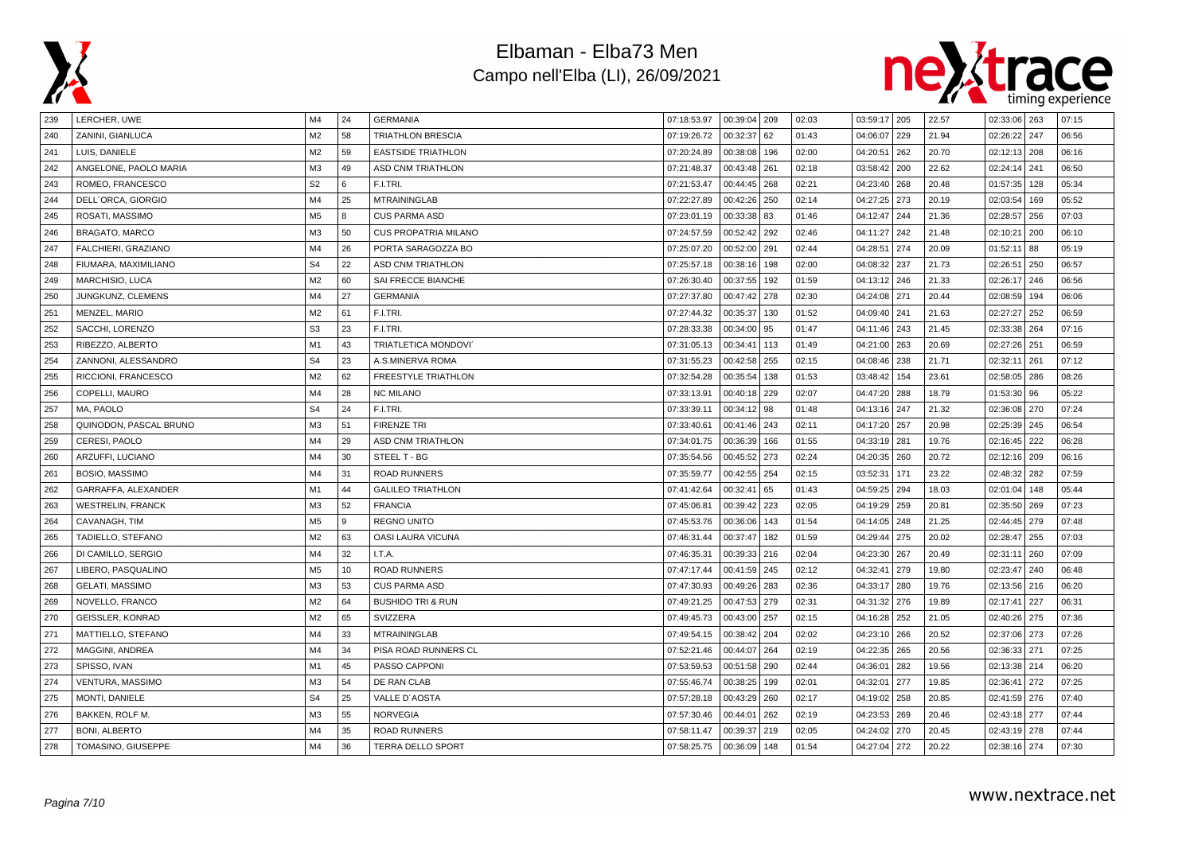# Elbaman - Elba73 Men
## Campo nell'Elba (LI), 26/09/2021

| | | | | | | | | | | | | | | | |
|---|---|---|---|---|---|---|---|---|---|---|---|---|---|---|---|
| 239 | LERCHER, UWE | M4 | 24 | GERMANIA | 07:18:53.97 | 00:39:04 | 209 | 02:03 | 03:59:17 | 205 | 22.57 | 02:33:06 | 263 | 07:15 |
| 240 | ZANINI, GIANLUCA | M2 | 58 | TRIATHLON BRESCIA | 07:19:26.72 | 00:32:37 | 62 | 01:43 | 04:06:07 | 229 | 21.94 | 02:26:22 | 247 | 06:56 |
| 241 | LUIS, DANIELE | M2 | 59 | EASTSIDE TRIATHLON | 07:20:24.89 | 00:38:08 | 196 | 02:00 | 04:20:51 | 262 | 20.70 | 02:12:13 | 208 | 06:16 |
| 242 | ANGELONE, PAOLO MARIA | M3 | 49 | ASD CNM TRIATHLON | 07:21:48.37 | 00:43:48 | 261 | 02:18 | 03:58:42 | 200 | 22.62 | 02:24:14 | 241 | 06:50 |
| 243 | ROMEO, FRANCESCO | S2 | 6 | F.I.TRI. | 07:21:53.47 | 00:44:45 | 268 | 02:21 | 04:23:40 | 268 | 20.48 | 01:57:35 | 128 | 05:34 |
| 244 | DELL´ORCA, GIORGIO | M4 | 25 | MTRAININGLAB | 07:22:27.89 | 00:42:26 | 250 | 02:14 | 04:27:25 | 273 | 20.19 | 02:03:54 | 169 | 05:52 |
| 245 | ROSATI, MASSIMO | M5 | 8 | CUS PARMA ASD | 07:23:01.19 | 00:33:38 | 83 | 01:46 | 04:12:47 | 244 | 21.36 | 02:28:57 | 256 | 07:03 |
| 246 | BRAGATO, MARCO | M3 | 50 | CUS PROPATRIA MILANO | 07:24:57.59 | 00:52:42 | 292 | 02:46 | 04:11:27 | 242 | 21.48 | 02:10:21 | 200 | 06:10 |
| 247 | FALCHIERI, GRAZIANO | M4 | 26 | PORTA SARAGOZZA BO | 07:25:07.20 | 00:52:00 | 291 | 02:44 | 04:28:51 | 274 | 20.09 | 01:52:11 | 88 | 05:19 |
| 248 | FIUMARA, MAXIMILIANO | S4 | 22 | ASD CNM TRIATHLON | 07:25:57.18 | 00:38:16 | 198 | 02:00 | 04:08:32 | 237 | 21.73 | 02:26:51 | 250 | 06:57 |
| 249 | MARCHISIO, LUCA | M2 | 60 | SAI FRECCE BIANCHE | 07:26:30.40 | 00:37:55 | 192 | 01:59 | 04:13:12 | 246 | 21.33 | 02:26:17 | 246 | 06:56 |
| 250 | JUNGKUNZ, CLEMENS | M4 | 27 | GERMANIA | 07:27:37.80 | 00:47:42 | 278 | 02:30 | 04:24:08 | 271 | 20.44 | 02:08:59 | 194 | 06:06 |
| 251 | MENZEL, MARIO | M2 | 61 | F.I.TRI. | 07:27:44.32 | 00:35:37 | 130 | 01:52 | 04:09:40 | 241 | 21.63 | 02:27:27 | 252 | 06:59 |
| 252 | SACCHI, LORENZO | S3 | 23 | F.I.TRI. | 07:28:33.38 | 00:34:00 | 95 | 01:47 | 04:11:46 | 243 | 21.45 | 02:33:38 | 264 | 07:16 |
| 253 | RIBEZZO, ALBERTO | M1 | 43 | TRIATLETICA MONDOVI´ | 07:31:05.13 | 00:34:41 | 113 | 01:49 | 04:21:00 | 263 | 20.69 | 02:27:26 | 251 | 06:59 |
| 254 | ZANNONI, ALESSANDRO | S4 | 23 | A.S.MINERVA ROMA | 07:31:55.23 | 00:42:58 | 255 | 02:15 | 04:08:46 | 238 | 21.71 | 02:32:11 | 261 | 07:12 |
| 255 | RICCIONI, FRANCESCO | M2 | 62 | FREESTYLE TRIATHLON | 07:32:54.28 | 00:35:54 | 138 | 01:53 | 03:48:42 | 154 | 23.61 | 02:58:05 | 286 | 08:26 |
| 256 | COPELLI, MAURO | M4 | 28 | NC MILANO | 07:33:13.91 | 00:40:18 | 229 | 02:07 | 04:47:20 | 288 | 18.79 | 01:53:30 | 96 | 05:22 |
| 257 | MA, PAOLO | S4 | 24 | F.I.TRI. | 07:33:39.11 | 00:34:12 | 98 | 01:48 | 04:13:16 | 247 | 21.32 | 02:36:08 | 270 | 07:24 |
| 258 | QUINODON, PASCAL BRUNO | M3 | 51 | FIRENZE TRI | 07:33:40.61 | 00:41:46 | 243 | 02:11 | 04:17:20 | 257 | 20.98 | 02:25:39 | 245 | 06:54 |
| 259 | CERESI, PAOLO | M4 | 29 | ASD CNM TRIATHLON | 07:34:01.75 | 00:36:39 | 166 | 01:55 | 04:33:19 | 281 | 19.76 | 02:16:45 | 222 | 06:28 |
| 260 | ARZUFFI, LUCIANO | M4 | 30 | STEEL T - BG | 07:35:54.56 | 00:45:52 | 273 | 02:24 | 04:20:35 | 260 | 20.72 | 02:12:16 | 209 | 06:16 |
| 261 | BOSIO, MASSIMO | M4 | 31 | ROAD RUNNERS | 07:35:59.77 | 00:42:55 | 254 | 02:15 | 03:52:31 | 171 | 23.22 | 02:48:32 | 282 | 07:59 |
| 262 | GARRAFFA, ALEXANDER | M1 | 44 | GALILEO TRIATHLON | 07:41:42.64 | 00:32:41 | 65 | 01:43 | 04:59:25 | 294 | 18.03 | 02:01:04 | 148 | 05:44 |
| 263 | WESTRELIN, FRANCK | M3 | 52 | FRANCIA | 07:45:06.81 | 00:39:42 | 223 | 02:05 | 04:19:29 | 259 | 20.81 | 02:35:50 | 269 | 07:23 |
| 264 | CAVANAGH, TIM | M5 | 9 | REGNO UNITO | 07:45:53.76 | 00:36:06 | 143 | 01:54 | 04:14:05 | 248 | 21.25 | 02:44:45 | 279 | 07:48 |
| 265 | TADIELLO, STEFANO | M2 | 63 | OASI LAURA VICUNA | 07:46:31.44 | 00:37:47 | 182 | 01:59 | 04:29:44 | 275 | 20.02 | 02:28:47 | 255 | 07:03 |
| 266 | DI CAMILLO, SERGIO | M4 | 32 | I.T.A. | 07:46:35.31 | 00:39:33 | 216 | 02:04 | 04:23:30 | 267 | 20.49 | 02:31:11 | 260 | 07:09 |
| 267 | LIBERO, PASQUALINO | M5 | 10 | ROAD RUNNERS | 07:47:17.44 | 00:41:59 | 245 | 02:12 | 04:32:41 | 279 | 19.80 | 02:23:47 | 240 | 06:48 |
| 268 | GELATI, MASSIMO | M3 | 53 | CUS PARMA ASD | 07:47:30.93 | 00:49:26 | 283 | 02:36 | 04:33:17 | 280 | 19.76 | 02:13:56 | 216 | 06:20 |
| 269 | NOVELLO, FRANCO | M2 | 64 | BUSHIDO TRI & RUN | 07:49:21.25 | 00:47:53 | 279 | 02:31 | 04:31:32 | 276 | 19.89 | 02:17:41 | 227 | 06:31 |
| 270 | GEISSLER, KONRAD | M2 | 65 | SVIZZERA | 07:49:45.73 | 00:43:00 | 257 | 02:15 | 04:16:28 | 252 | 21.05 | 02:40:26 | 275 | 07:36 |
| 271 | MATTIELLO, STEFANO | M4 | 33 | MTRAININGLAB | 07:49:54.15 | 00:38:42 | 204 | 02:02 | 04:23:10 | 266 | 20.52 | 02:37:06 | 273 | 07:26 |
| 272 | MAGGINI, ANDREA | M4 | 34 | PISA ROAD RUNNERS CL | 07:52:21.46 | 00:44:07 | 264 | 02:19 | 04:22:35 | 265 | 20.56 | 02:36:33 | 271 | 07:25 |
| 273 | SPISSO, IVAN | M1 | 45 | PASSO CAPPONI | 07:53:59.53 | 00:51:58 | 290 | 02:44 | 04:36:01 | 282 | 19.56 | 02:13:38 | 214 | 06:20 |
| 274 | VENTURA, MASSIMO | M3 | 54 | DE RAN CLAB | 07:55:46.74 | 00:38:25 | 199 | 02:01 | 04:32:01 | 277 | 19.85 | 02:36:41 | 272 | 07:25 |
| 275 | MONTI, DANIELE | S4 | 25 | VALLE D´AOSTA | 07:57:28.18 | 00:43:29 | 260 | 02:17 | 04:19:02 | 258 | 20.85 | 02:41:59 | 276 | 07:40 |
| 276 | BAKKEN, ROLF M. | M3 | 55 | NORVEGIA | 07:57:30.46 | 00:44:01 | 262 | 02:19 | 04:23:53 | 269 | 20.46 | 02:43:18 | 277 | 07:44 |
| 277 | BONI, ALBERTO | M4 | 35 | ROAD RUNNERS | 07:58:11.47 | 00:39:37 | 219 | 02:05 | 04:24:02 | 270 | 20.45 | 02:43:19 | 278 | 07:44 |
| 278 | TOMASINO, GIUSEPPE | M4 | 36 | TERRA DELLO SPORT | 07:58:25.75 | 00:36:09 | 148 | 01:54 | 04:27:04 | 272 | 20.22 | 02:38:16 | 274 | 07:30 |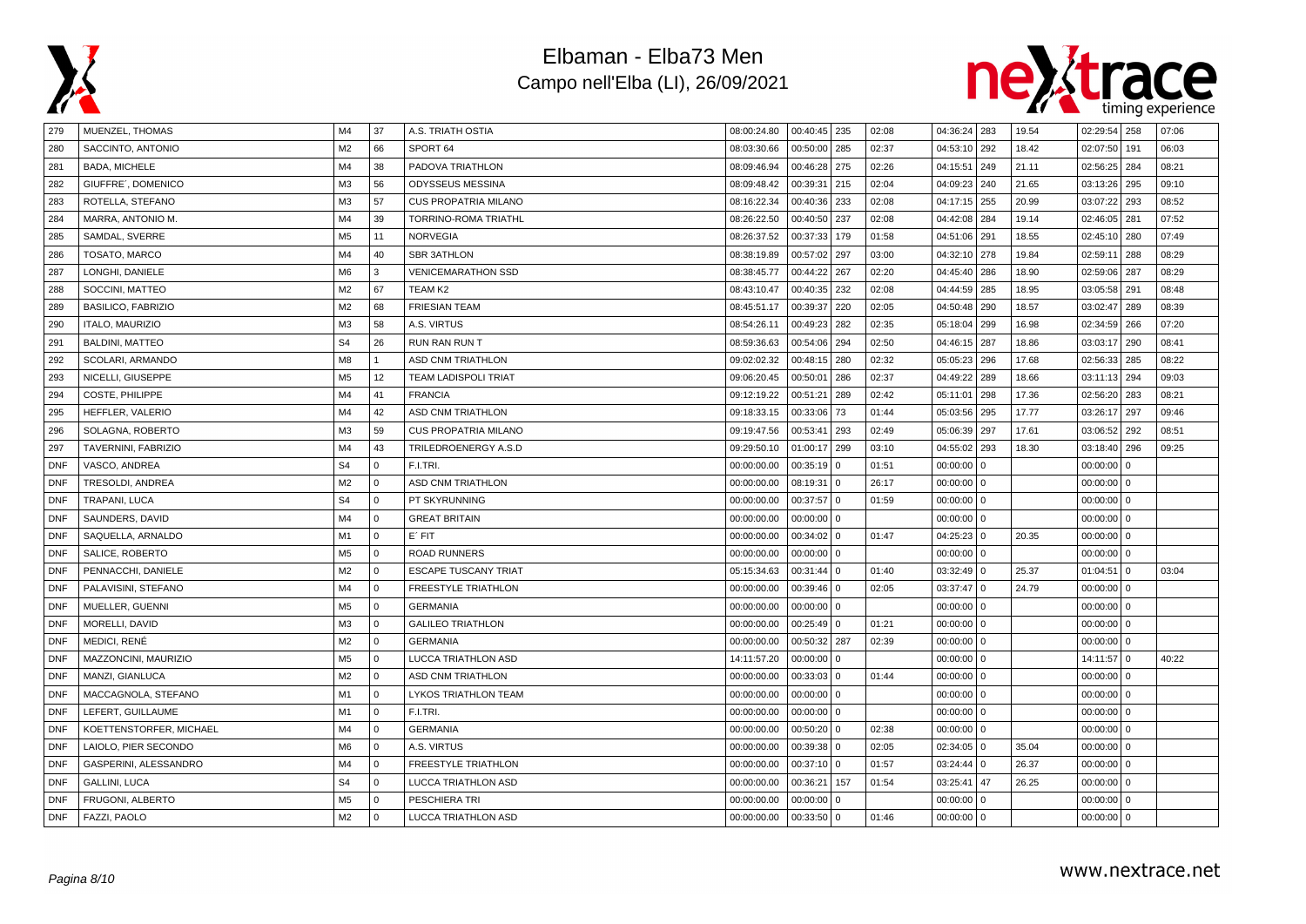# Elbaman - Elba73 Men

## Campo nell'Elba (LI), 26/09/2021

| | | | | | | | | | | | | | | |
|---|---|---|---|---|---|---|---|---|---|---|---|---|---|---|
| 279 | MUENZEL, THOMAS | M4 | 37 | A.S. TRIATH OSTIA | 08:00:24.80 | 00:40:45 | 235 | 02:08 | 04:36:24 | 283 | 19.54 | 02:29:54 | 258 | 07:06 |
| 280 | SACCINTO, ANTONIO | M2 | 66 | SPORT 64 | 08:03:30.66 | 00:50:00 | 285 | 02:37 | 04:53:10 | 292 | 18.42 | 02:07:50 | 191 | 06:03 |
| 281 | BADA, MICHELE | M4 | 38 | PADOVA TRIATHLON | 08:09:46.94 | 00:46:28 | 275 | 02:26 | 04:15:51 | 249 | 21.11 | 02:56:25 | 284 | 08:21 |
| 282 | GIUFFRE´, DOMENICO | M3 | 56 | ODYSSEUS MESSINA | 08:09:48.42 | 00:39:31 | 215 | 02:04 | 04:09:23 | 240 | 21.65 | 03:13:26 | 295 | 09:10 |
| 283 | ROTELLA, STEFANO | M3 | 57 | CUS PROPATRIA MILANO | 08:16:22.34 | 00:40:36 | 233 | 02:08 | 04:17:15 | 255 | 20.99 | 03:07:22 | 293 | 08:52 |
| 284 | MARRA, ANTONIO M. | M4 | 39 | TORRINO-ROMA TRIATHL | 08:26:22.50 | 00:40:50 | 237 | 02:08 | 04:42:08 | 284 | 19.14 | 02:46:05 | 281 | 07:52 |
| 285 | SAMDAL, SVERRE | M5 | 11 | NORVEGIA | 08:26:37.52 | 00:37:33 | 179 | 01:58 | 04:51:06 | 291 | 18.55 | 02:45:10 | 280 | 07:49 |
| 286 | TOSATO, MARCO | M4 | 40 | SBR 3ATHLON | 08:38:19.89 | 00:57:02 | 297 | 03:00 | 04:32:10 | 278 | 19.84 | 02:59:11 | 288 | 08:29 |
| 287 | LONGHI, DANIELE | M6 | 3 | VENICEMARATHON SSD | 08:38:45.77 | 00:44:22 | 267 | 02:20 | 04:45:40 | 286 | 18.90 | 02:59:06 | 287 | 08:29 |
| 288 | SOCCINI, MATTEO | M2 | 67 | TEAM K2 | 08:43:10.47 | 00:40:35 | 232 | 02:08 | 04:44:59 | 285 | 18.95 | 03:05:58 | 291 | 08:48 |
| 289 | BASILICO, FABRIZIO | M2 | 68 | FRIESIAN TEAM | 08:45:51.17 | 00:39:37 | 220 | 02:05 | 04:50:48 | 290 | 18.57 | 03:02:47 | 289 | 08:39 |
| 290 | ITALO, MAURIZIO | M3 | 58 | A.S. VIRTUS | 08:54:26.11 | 00:49:23 | 282 | 02:35 | 05:18:04 | 299 | 16.98 | 02:34:59 | 266 | 07:20 |
| 291 | BALDINI, MATTEO | S4 | 26 | RUN RAN RUN T | 08:59:36.63 | 00:54:06 | 294 | 02:50 | 04:46:15 | 287 | 18.86 | 03:03:17 | 290 | 08:41 |
| 292 | SCOLARI, ARMANDO | M8 | 1 | ASD CNM TRIATHLON | 09:02:02.32 | 00:48:15 | 280 | 02:32 | 05:05:23 | 296 | 17.68 | 02:56:33 | 285 | 08:22 |
| 293 | NICELLI, GIUSEPPE | M5 | 12 | TEAM LADISPOLI TRIAT | 09:06:20.45 | 00:50:01 | 286 | 02:37 | 04:49:22 | 289 | 18.66 | 03:11:13 | 294 | 09:03 |
| 294 | COSTE, PHILIPPE | M4 | 41 | FRANCIA | 09:12:19.22 | 00:51:21 | 289 | 02:42 | 05:11:01 | 298 | 17.36 | 02:56:20 | 283 | 08:21 |
| 295 | HEFFLER, VALERIO | M4 | 42 | ASD CNM TRIATHLON | 09:18:33.15 | 00:33:06 | 73 | 01:44 | 05:03:56 | 295 | 17.77 | 03:26:17 | 297 | 09:46 |
| 296 | SOLAGNA, ROBERTO | M3 | 59 | CUS PROPATRIA MILANO | 09:19:47.56 | 00:53:41 | 293 | 02:49 | 05:06:39 | 297 | 17.61 | 03:06:52 | 292 | 08:51 |
| 297 | TAVERNINI, FABRIZIO | M4 | 43 | TRILEDROENERGY A.S.D | 09:29:50.10 | 01:00:17 | 299 | 03:10 | 04:55:02 | 293 | 18.30 | 03:18:40 | 296 | 09:25 |
| DNF | VASCO, ANDREA | S4 | 0 | F.I.TRI. | 00:00:00.00 | 00:35:19 | 0 | 01:51 | 00:00:00 | 0 | | 00:00:00 | 0 | |
| DNF | TRESOLDI, ANDREA | M2 | 0 | ASD CNM TRIATHLON | 00:00:00.00 | 08:19:31 | 0 | 26:17 | 00:00:00 | 0 | | 00:00:00 | 0 | |
| DNF | TRAPANI, LUCA | S4 | 0 | PT SKYRUNNING | 00:00:00.00 | 00:37:57 | 0 | 01:59 | 00:00:00 | 0 | | 00:00:00 | 0 | |
| DNF | SAUNDERS, DAVID | M4 | 0 | GREAT BRITAIN | 00:00:00.00 | 00:00:00 | 0 | | 00:00:00 | 0 | | 00:00:00 | 0 | |
| DNF | SAQUELLA, ARNALDO | M1 | 0 | E´ FIT | 00:00:00.00 | 00:34:02 | 0 | 01:47 | 04:25:23 | 0 | 20.35 | 00:00:00 | 0 | |
| DNF | SALICE, ROBERTO | M5 | 0 | ROAD RUNNERS | 00:00:00.00 | 00:00:00 | 0 | | 00:00:00 | 0 | | 00:00:00 | 0 | |
| DNF | PENNACCHI, DANIELE | M2 | 0 | ESCAPE TUSCANY TRIAT | 05:15:34.63 | 00:31:44 | 0 | 01:40 | 03:32:49 | 0 | 25.37 | 01:04:51 | 0 | 03:04 |
| DNF | PALAVISINI, STEFANO | M4 | 0 | FREESTYLE TRIATHLON | 00:00:00.00 | 00:39:46 | 0 | 02:05 | 03:37:47 | 0 | 24.79 | 00:00:00 | 0 | |
| DNF | MUELLER, GUENNI | M5 | 0 | GERMANIA | 00:00:00.00 | 00:00:00 | 0 | | 00:00:00 | 0 | | 00:00:00 | 0 | |
| DNF | MORELLI, DAVID | M3 | 0 | GALILEO TRIATHLON | 00:00:00.00 | 00:25:49 | 0 | 01:21 | 00:00:00 | 0 | | 00:00:00 | 0 | |
| DNF | MEDICI, RENÉ | M2 | 0 | GERMANIA | 00:00:00.00 | 00:50:32 | 287 | 02:39 | 00:00:00 | 0 | | 00:00:00 | 0 | |
| DNF | MAZZONCINI, MAURIZIO | M5 | 0 | LUCCA TRIATHLON ASD | 14:11:57.20 | 00:00:00 | 0 | | 00:00:00 | 0 | | 14:11:57 | 0 | 40:22 |
| DNF | MANZI, GIANLUCA | M2 | 0 | ASD CNM TRIATHLON | 00:00:00.00 | 00:33:03 | 0 | 01:44 | 00:00:00 | 0 | | 00:00:00 | 0 | |
| DNF | MACCAGNOLA, STEFANO | M1 | 0 | LYKOS TRIATHLON TEAM | 00:00:00.00 | 00:00:00 | 0 | | 00:00:00 | 0 | | 00:00:00 | 0 | |
| DNF | LEFERT, GUILLAUME | M1 | 0 | F.I.TRI. | 00:00:00.00 | 00:00:00 | 0 | | 00:00:00 | 0 | | 00:00:00 | 0 | |
| DNF | KOETTENSTORFER, MICHAEL | M4 | 0 | GERMANIA | 00:00:00.00 | 00:50:20 | 0 | 02:38 | 00:00:00 | 0 | | 00:00:00 | 0 | |
| DNF | LAIOLO, PIER SECONDO | M6 | 0 | A.S. VIRTUS | 00:00:00.00 | 00:39:38 | 0 | 02:05 | 02:34:05 | 0 | 35.04 | 00:00:00 | 0 | |
| DNF | GASPERINI, ALESSANDRO | M4 | 0 | FREESTYLE TRIATHLON | 00:00:00.00 | 00:37:10 | 0 | 01:57 | 03:24:44 | 0 | 26.37 | 00:00:00 | 0 | |
| DNF | GALLINI, LUCA | S4 | 0 | LUCCA TRIATHLON ASD | 00:00:00.00 | 00:36:21 | 157 | 01:54 | 03:25:41 | 47 | 26.25 | 00:00:00 | 0 | |
| DNF | FRUGONI, ALBERTO | M5 | 0 | PESCHIERA TRI | 00:00:00.00 | 00:00:00 | 0 | | 00:00:00 | 0 | | 00:00:00 | 0 | |
| DNF | FAZZI, PAOLO | M2 | 0 | LUCCA TRIATHLON ASD | 00:00:00.00 | 00:33:50 | 0 | 01:46 | 00:00:00 | 0 | | 00:00:00 | 0 | |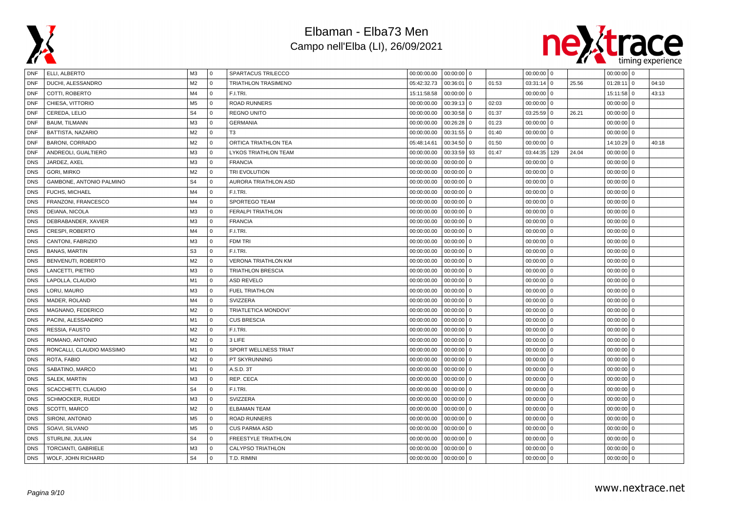# Elbaman - Elba73 Men

## Campo nell'Elba (LI), 26/09/2021

| | | | | | | | | | | | | | | |
|---|---|---|---|---|---|---|---|---|---|---|---|---|---|---|
| DNF | ELLI, ALBERTO | M3 | 0 | SPARTACUS TRILECCO | 00:00:00.00 | 00:00:00 | 0 | | 00:00:00 | 0 | | 00:00:00 | 0 | |
| DNF | DUCHI, ALESSANDRO | M2 | 0 | TRIATHLON TRASIMENO | 05:42:32.73 | 00:36:01 | 0 | 01:53 | 03:31:14 | 0 | 25.56 | 01:28:11 | 0 | 04:10 |
| DNF | COTTI, ROBERTO | M4 | 0 | F.I.TRI. | 15:11:58.58 | 00:00:00 | 0 | | 00:00:00 | 0 | | 15:11:58 | 0 | 43:13 |
| DNF | CHIESA, VITTORIO | M5 | 0 | ROAD RUNNERS | 00:00:00.00 | 00:39:13 | 0 | 02:03 | 00:00:00 | 0 | | 00:00:00 | 0 | |
| DNF | CEREDA, LELIO | S4 | 0 | REGNO UNITO | 00:00:00.00 | 00:30:58 | 0 | 01:37 | 03:25:59 | 0 | 26.21 | 00:00:00 | 0 | |
| DNF | BAUM, TILMANN | M3 | 0 | GERMANIA | 00:00:00.00 | 00:26:28 | 0 | 01:23 | 00:00:00 | 0 | | 00:00:00 | 0 | |
| DNF | BATTISTA, NAZARIO | M2 | 0 | T3 | 00:00:00.00 | 00:31:55 | 0 | 01:40 | 00:00:00 | 0 | | 00:00:00 | 0 | |
| DNF | BARONI, CORRADO | M2 | 0 | ORTICA TRIATHLON TEA | 05:48:14.61 | 00:34:50 | 0 | 01:50 | 00:00:00 | 0 | | 14:10:29 | 0 | 40:18 |
| DNF | ANDREOLI, GUALTIERO | M3 | 0 | LYKOS TRIATHLON TEAM | 00:00:00.00 | 00:33:59 | 93 | 01:47 | 03:44:35 | 129 | 24.04 | 00:00:00 | 0 | |
| DNS | JARDEZ, AXEL | M3 | 0 | FRANCIA | 00:00:00.00 | 00:00:00 | 0 | | 00:00:00 | 0 | | 00:00:00 | 0 | |
| DNS | GORI, MIRKO | M2 | 0 | TRI EVOLUTION | 00:00:00.00 | 00:00:00 | 0 | | 00:00:00 | 0 | | 00:00:00 | 0 | |
| DNS | GAMBONE, ANTONIO PALMINO | S4 | 0 | AURORA TRIATHLON ASD | 00:00:00.00 | 00:00:00 | 0 | | 00:00:00 | 0 | | 00:00:00 | 0 | |
| DNS | FUCHS, MICHAEL | M4 | 0 | F.I.TRI. | 00:00:00.00 | 00:00:00 | 0 | | 00:00:00 | 0 | | 00:00:00 | 0 | |
| DNS | FRANZONI, FRANCESCO | M4 | 0 | SPORTEGO TEAM | 00:00:00.00 | 00:00:00 | 0 | | 00:00:00 | 0 | | 00:00:00 | 0 | |
| DNS | DEIANA, NICOLA | M3 | 0 | FERALPI TRIATHLON | 00:00:00.00 | 00:00:00 | 0 | | 00:00:00 | 0 | | 00:00:00 | 0 | |
| DNS | DEBRABANDER, XAVIER | M3 | 0 | FRANCIA | 00:00:00.00 | 00:00:00 | 0 | | 00:00:00 | 0 | | 00:00:00 | 0 | |
| DNS | CRESPI, ROBERTO | M4 | 0 | F.I.TRI. | 00:00:00.00 | 00:00:00 | 0 | | 00:00:00 | 0 | | 00:00:00 | 0 | |
| DNS | CANTONI, FABRIZIO | M3 | 0 | FDM TRI | 00:00:00.00 | 00:00:00 | 0 | | 00:00:00 | 0 | | 00:00:00 | 0 | |
| DNS | BANAS, MARTIN | S3 | 0 | F.I.TRI. | 00:00:00.00 | 00:00:00 | 0 | | 00:00:00 | 0 | | 00:00:00 | 0 | |
| DNS | BENVENUTI, ROBERTO | M2 | 0 | VERONA TRIATHLON KM | 00:00:00.00 | 00:00:00 | 0 | | 00:00:00 | 0 | | 00:00:00 | 0 | |
| DNS | LANCETTI, PIETRO | M3 | 0 | TRIATHLON BRESCIA | 00:00:00.00 | 00:00:00 | 0 | | 00:00:00 | 0 | | 00:00:00 | 0 | |
| DNS | LAPOLLA, CLAUDIO | M1 | 0 | ASD REVELO | 00:00:00.00 | 00:00:00 | 0 | | 00:00:00 | 0 | | 00:00:00 | 0 | |
| DNS | LORU, MAURO | M3 | 0 | FUEL TRIATHLON | 00:00:00.00 | 00:00:00 | 0 | | 00:00:00 | 0 | | 00:00:00 | 0 | |
| DNS | MADER, ROLAND | M4 | 0 | SVIZZERA | 00:00:00.00 | 00:00:00 | 0 | | 00:00:00 | 0 | | 00:00:00 | 0 | |
| DNS | MAGNANO, FEDERICO | M2 | 0 | TRIATLETICA MONDOVI´ | 00:00:00.00 | 00:00:00 | 0 | | 00:00:00 | 0 | | 00:00:00 | 0 | |
| DNS | PACINI, ALESSANDRO | M1 | 0 | CUS BRESCIA | 00:00:00.00 | 00:00:00 | 0 | | 00:00:00 | 0 | | 00:00:00 | 0 | |
| DNS | RESSIA, FAUSTO | M2 | 0 | F.I.TRI. | 00:00:00.00 | 00:00:00 | 0 | | 00:00:00 | 0 | | 00:00:00 | 0 | |
| DNS | ROMANO, ANTONIO | M2 | 0 | 3 LIFE | 00:00:00.00 | 00:00:00 | 0 | | 00:00:00 | 0 | | 00:00:00 | 0 | |
| DNS | RONCALLI, CLAUDIO MASSIMO | M1 | 0 | SPORT WELLNESS TRIAT | 00:00:00.00 | 00:00:00 | 0 | | 00:00:00 | 0 | | 00:00:00 | 0 | |
| DNS | ROTA, FABIO | M2 | 0 | PT SKYRUNNING | 00:00:00.00 | 00:00:00 | 0 | | 00:00:00 | 0 | | 00:00:00 | 0 | |
| DNS | SABATINO, MARCO | M1 | 0 | A.S.D. 3T | 00:00:00.00 | 00:00:00 | 0 | | 00:00:00 | 0 | | 00:00:00 | 0 | |
| DNS | SALEK, MARTIN | M3 | 0 | REP. CECA | 00:00:00.00 | 00:00:00 | 0 | | 00:00:00 | 0 | | 00:00:00 | 0 | |
| DNS | SCACCHETTI, CLAUDIO | S4 | 0 | F.I.TRI. | 00:00:00.00 | 00:00:00 | 0 | | 00:00:00 | 0 | | 00:00:00 | 0 | |
| DNS | SCHMOCKER, RUEDI | M3 | 0 | SVIZZERA | 00:00:00.00 | 00:00:00 | 0 | | 00:00:00 | 0 | | 00:00:00 | 0 | |
| DNS | SCOTTI, MARCO | M2 | 0 | ELBAMAN TEAM | 00:00:00.00 | 00:00:00 | 0 | | 00:00:00 | 0 | | 00:00:00 | 0 | |
| DNS | SIRONI, ANTONIO | M5 | 0 | ROAD RUNNERS | 00:00:00.00 | 00:00:00 | 0 | | 00:00:00 | 0 | | 00:00:00 | 0 | |
| DNS | SOAVI, SILVANO | M5 | 0 | CUS PARMA ASD | 00:00:00.00 | 00:00:00 | 0 | | 00:00:00 | 0 | | 00:00:00 | 0 | |
| DNS | STURLINI, JULIAN | S4 | 0 | FREESTYLE TRIATHLON | 00:00:00.00 | 00:00:00 | 0 | | 00:00:00 | 0 | | 00:00:00 | 0 | |
| DNS | TORCIANTI, GABRIELE | M3 | 0 | CALYPSO TRIATHLON | 00:00:00.00 | 00:00:00 | 0 | | 00:00:00 | 0 | | 00:00:00 | 0 | |
| DNS | WOLF, JOHN RICHARD | S4 | 0 | T.D. RIMINI | 00:00:00.00 | 00:00:00 | 0 | | 00:00:00 | 0 | | 00:00:00 | 0 | |

www.nextrace.net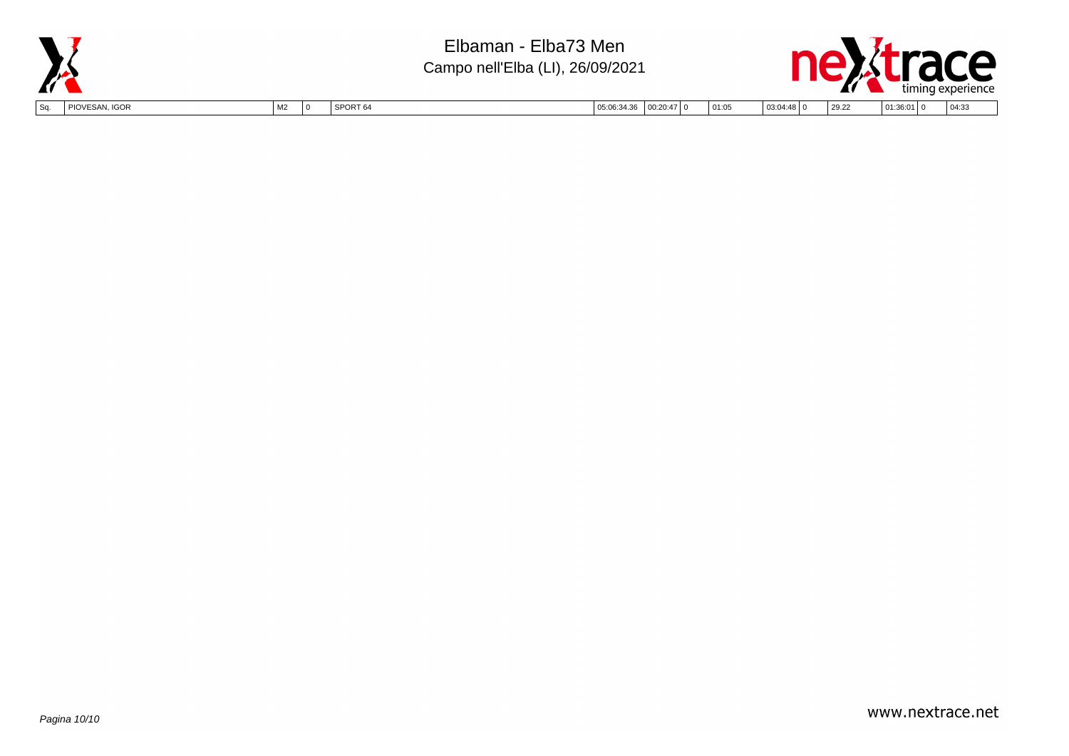# Elbaman - Elba73 Men

Campo nell'Elba (LI), 26/09/2021

| | | | | | | | | | | | | | | | |
|---|---|---|---|---|---|---|---|---|---|---|---|---|---|---|---|
| Sq. | PIOVESAN, IGOR | M2 | 0 | SPORT 64 | 05:06:34.36 | 00:20:47 | 0 | 01:05 | 03:04:48 | 0 | 29.22 | 01:36:01 | 0 | 04:33 | |